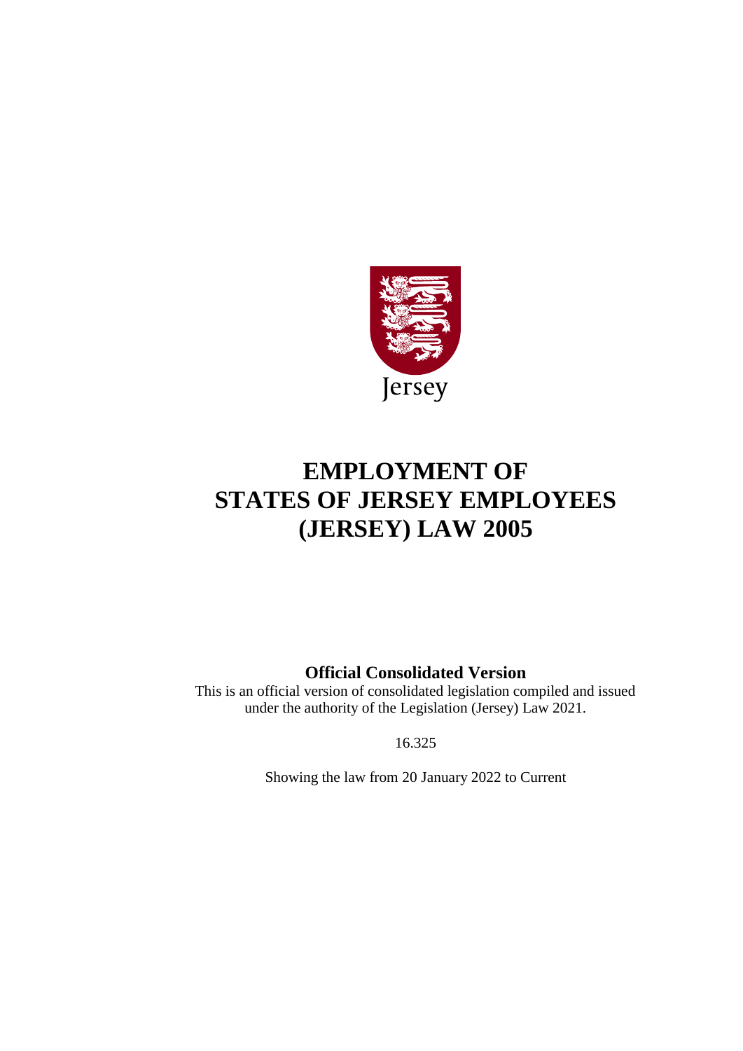Jersey

# EMPLOYMENT OF STATES OF JERSEY EMPLOYEES (JERSEY) LAW 2005

**Official Consolidated Version**

This is an official version of consolidated legislation compiled and issued under the authority of the Legislation (Jersey) Law 2021.

16.325

Showing the law from 20 January 2022 to Current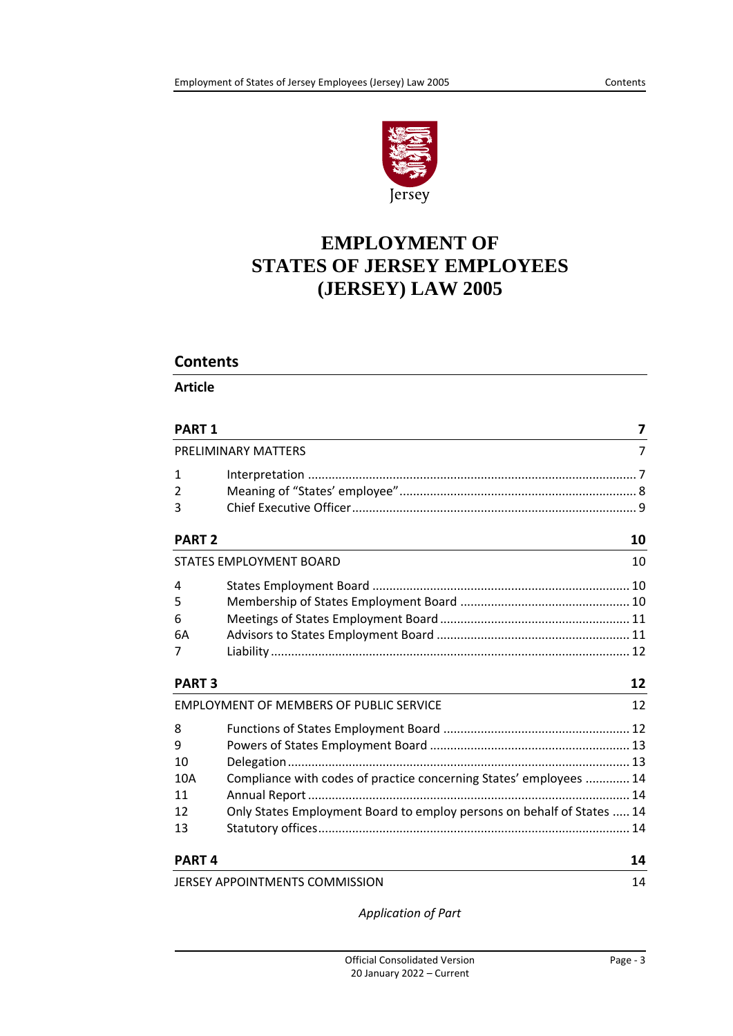# EMPLOYMENT OF STATES OF JERSEY EMPLOYEES (JERSEY) LAW 2005

## Contents

**Article**

| | | |
|---|---|---|
| **PART 1** | | **7** |
| PRELIMINARY MATTERS | | 7 |
| 1 | Interpretation | 7 |
| 2 | Meaning of "States' employee" | 8 |
| 3 | Chief Executive Officer | 9 |
| **PART 2** | | **10** |
| STATES EMPLOYMENT BOARD | | 10 |
| 4 | States Employment Board | 10 |
| 5 | Membership of States Employment Board | 10 |
| 6 | Meetings of States Employment Board | 11 |
| 6A | Advisors to States Employment Board | 11 |
| 7 | Liability | 12 |
| **PART 3** | | **12** |
| EMPLOYMENT OF MEMBERS OF PUBLIC SERVICE | | 12 |
| 8 | Functions of States Employment Board | 12 |
| 9 | Powers of States Employment Board | 13 |
| 10 | Delegation | 13 |
| 10A | Compliance with codes of practice concerning States' employees | 14 |
| 11 | Annual Report | 14 |
| 12 | Only States Employment Board to employ persons on behalf of States | 14 |
| 13 | Statutory offices | 14 |
| **PART 4** | | **14** |
| JERSEY APPOINTMENTS COMMISSION | | 14 |

*Application of Part*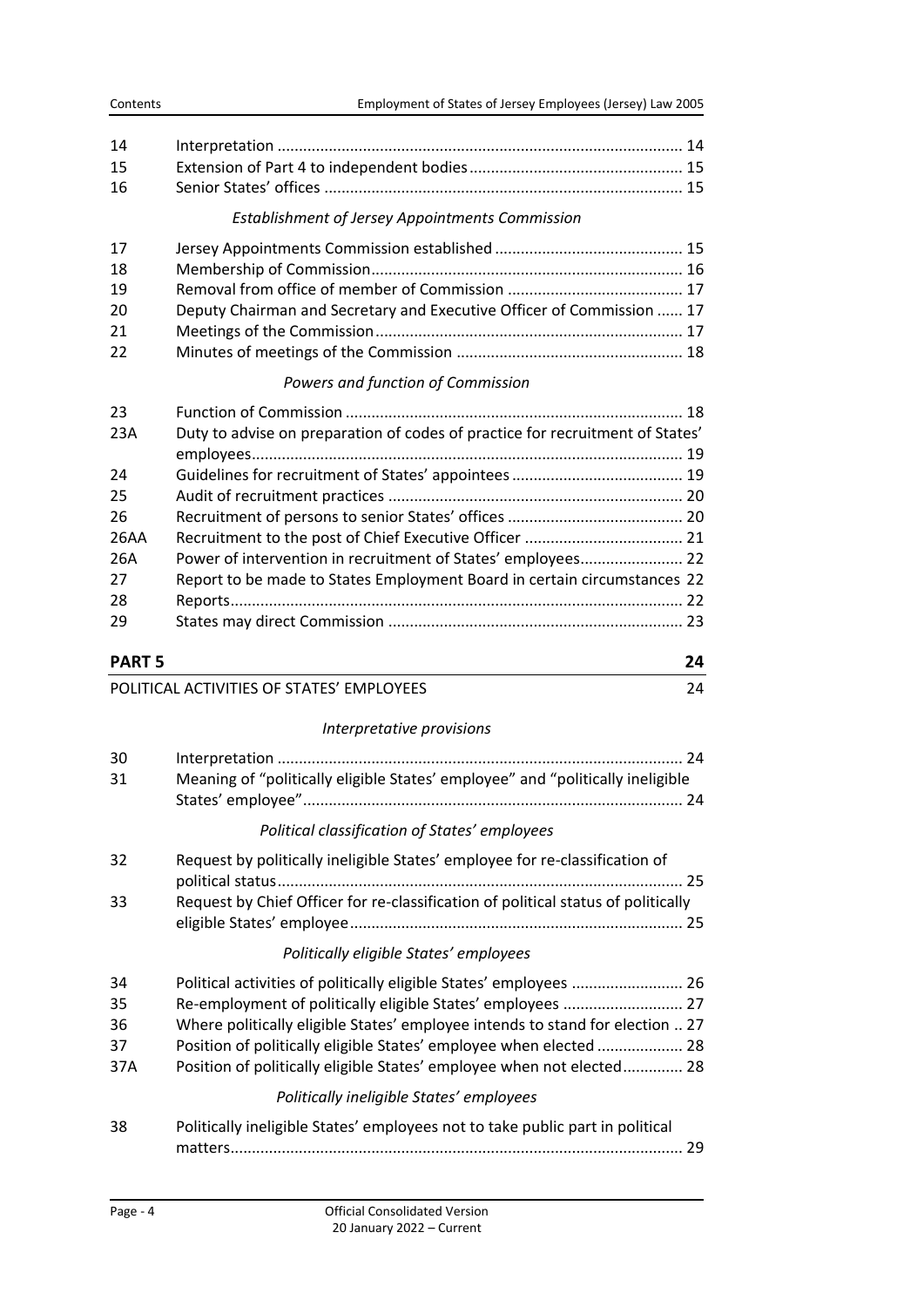| | | |
|---|---|---|
| 14 | Interpretation | 14 |
| 15 | Extension of Part 4 to independent bodies | 15 |
| 16 | Senior States' offices | 15 |

*Establishment of Jersey Appointments Commission*

| | | |
|---|---|---|
| 17 | Jersey Appointments Commission established | 15 |
| 18 | Membership of Commission | 16 |
| 19 | Removal from office of member of Commission | 17 |
| 20 | Deputy Chairman and Secretary and Executive Officer of Commission | 17 |
| 21 | Meetings of the Commission | 17 |
| 22 | Minutes of meetings of the Commission | 18 |

*Powers and function of Commission*

| | | |
|---|---|---|
| 23 | Function of Commission | 18 |
| 23A | Duty to advise on preparation of codes of practice for recruitment of States' employees | 19 |
| 24 | Guidelines for recruitment of States' appointees | 19 |
| 25 | Audit of recruitment practices | 20 |
| 26 | Recruitment of persons to senior States' offices | 20 |
| 26AA | Recruitment to the post of Chief Executive Officer | 21 |
| 26A | Power of intervention in recruitment of States' employees | 22 |
| 27 | Report to be made to States Employment Board in certain circumstances | 22 |
| 28 | Reports | 22 |
| 29 | States may direct Commission | 23 |

**PART 5** — 24

POLITICAL ACTIVITIES OF STATES' EMPLOYEES — 24

*Interpretative provisions*

| | | |
|---|---|---|
| 30 | Interpretation | 24 |
| 31 | Meaning of "politically eligible States' employee" and "politically ineligible States' employee" | 24 |

*Political classification of States' employees*

| | | |
|---|---|---|
| 32 | Request by politically ineligible States' employee for re-classification of political status | 25 |
| 33 | Request by Chief Officer for re-classification of political status of politically eligible States' employee | 25 |

*Politically eligible States' employees*

| | | |
|---|---|---|
| 34 | Political activities of politically eligible States' employees | 26 |
| 35 | Re-employment of politically eligible States' employees | 27 |
| 36 | Where politically eligible States' employee intends to stand for election | 27 |
| 37 | Position of politically eligible States' employee when elected | 28 |
| 37A | Position of politically eligible States' employee when not elected | 28 |

*Politically ineligible States' employees*

| | | |
|---|---|---|
| 38 | Politically ineligible States' employees not to take public part in political matters | 29 |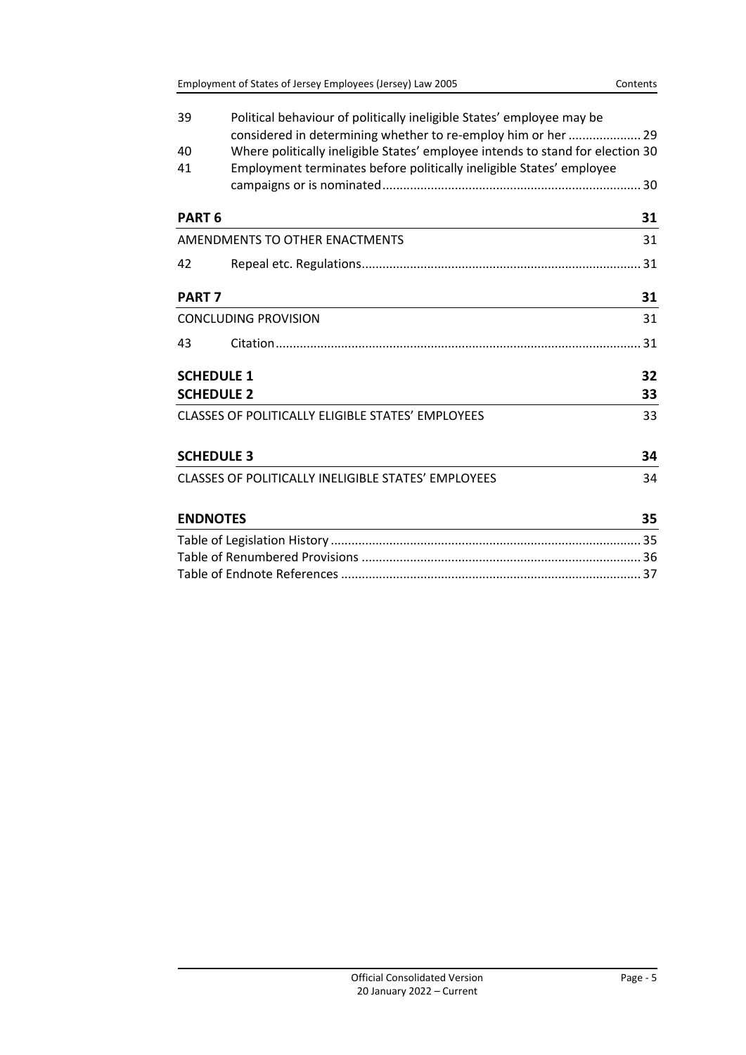| | | |
|---|---|---|
| 39 | Political behaviour of politically ineligible States' employee may be considered in determining whether to re-employ him or her | 29 |
| 40 | Where politically ineligible States' employee intends to stand for election | 30 |
| 41 | Employment terminates before politically ineligible States' employee campaigns or is nominated | 30 |

**PART 6** 31

AMENDMENTS TO OTHER ENACTMENTS 31

| | | |
|---|---|---|
| 42 | Repeal etc. Regulations | 31 |

**PART 7** 31

CONCLUDING PROVISION 31

| | | |
|---|---|---|
| 43 | Citation | 31 |

**SCHEDULE 1** 32

**SCHEDULE 2** 33

CLASSES OF POLITICALLY ELIGIBLE STATES' EMPLOYEES 33

**SCHEDULE 3** 34

CLASSES OF POLITICALLY INELIGIBLE STATES' EMPLOYEES 34

**ENDNOTES** 35

Table of Legislation History ... 35
Table of Renumbered Provisions ... 36
Table of Endnote References ... 37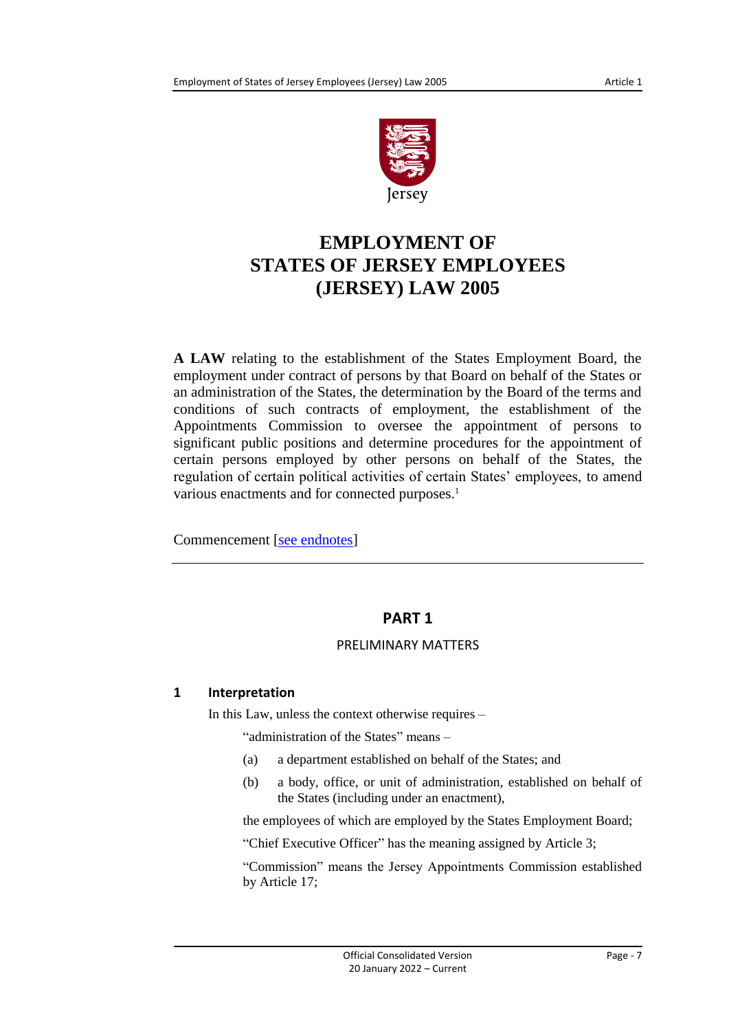# EMPLOYMENT OF STATES OF JERSEY EMPLOYEES (JERSEY) LAW 2005

**A LAW** relating to the establishment of the States Employment Board, the employment under contract of persons by that Board on behalf of the States or an administration of the States, the determination by the Board of the terms and conditions of such contracts of employment, the establishment of the Appointments Commission to oversee the appointment of persons to significant public positions and determine procedures for the appointment of certain persons employed by other persons on behalf of the States, the regulation of certain political activities of certain States' employees, to amend various enactments and for connected purposes.[1]

Commencement [see endnotes]

## PART 1

### PRELIMINARY MATTERS

#### 1 Interpretation

In this Law, unless the context otherwise requires –

"administration of the States" means –

(a) a department established on behalf of the States; and

(b) a body, office, or unit of administration, established on behalf of the States (including under an enactment),

the employees of which are employed by the States Employment Board;

"Chief Executive Officer" has the meaning assigned by Article 3;

"Commission" means the Jersey Appointments Commission established by Article 17;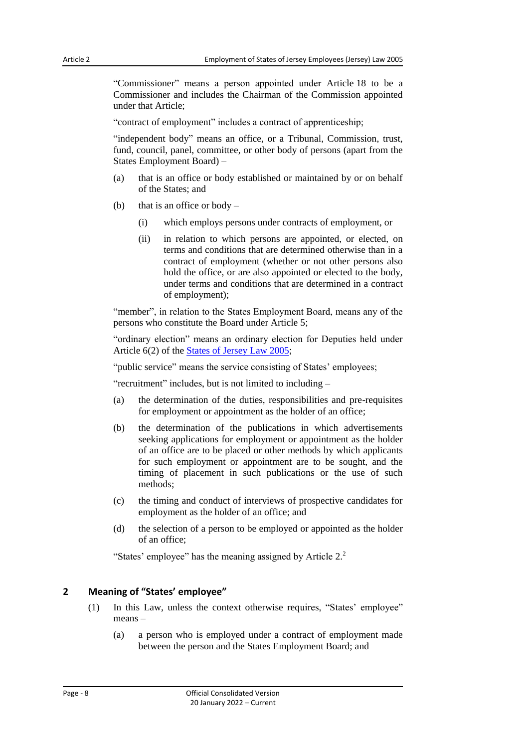"Commissioner" means a person appointed under Article 18 to be a Commissioner and includes the Chairman of the Commission appointed under that Article;

"contract of employment" includes a contract of apprenticeship;

"independent body" means an office, or a Tribunal, Commission, trust, fund, council, panel, committee, or other body of persons (apart from the States Employment Board) –

(a) that is an office or body established or maintained by or on behalf of the States; and

(b) that is an office or body –

  (i) which employs persons under contracts of employment, or

  (ii) in relation to which persons are appointed, or elected, on terms and conditions that are determined otherwise than in a contract of employment (whether or not other persons also hold the office, or are also appointed or elected to the body, under terms and conditions that are determined in a contract of employment);

"member", in relation to the States Employment Board, means any of the persons who constitute the Board under Article 5;

"ordinary election" means an ordinary election for Deputies held under Article 6(2) of the States of Jersey Law 2005;

"public service" means the service consisting of States' employees;

"recruitment" includes, but is not limited to including –

(a) the determination of the duties, responsibilities and pre-requisites for employment or appointment as the holder of an office;

(b) the determination of the publications in which advertisements seeking applications for employment or appointment as the holder of an office are to be placed or other methods by which applicants for such employment or appointment are to be sought, and the timing of placement in such publications or the use of such methods;

(c) the timing and conduct of interviews of prospective candidates for employment as the holder of an office; and

(d) the selection of a person to be employed or appointed as the holder of an office;

"States' employee" has the meaning assigned by Article 2.[2]

## 2 Meaning of "States' employee"

(1) In this Law, unless the context otherwise requires, "States' employee" means –

  (a) a person who is employed under a contract of employment made between the person and the States Employment Board; and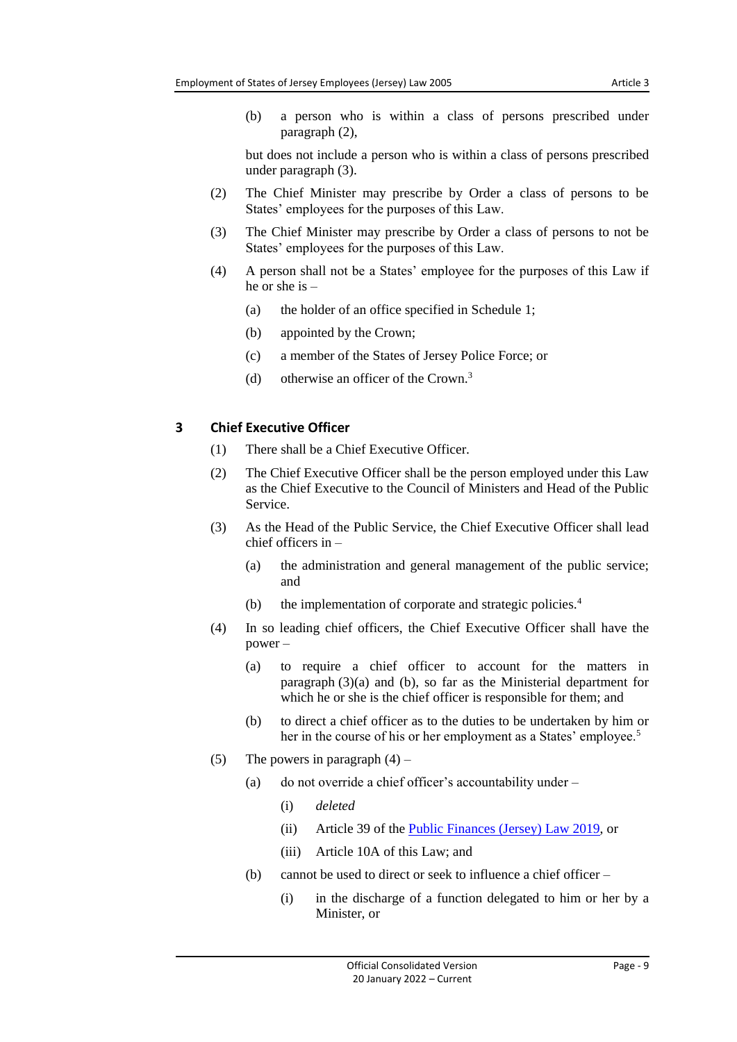(b) a person who is within a class of persons prescribed under paragraph (2),

but does not include a person who is within a class of persons prescribed under paragraph (3).

(2) The Chief Minister may prescribe by Order a class of persons to be States' employees for the purposes of this Law.

(3) The Chief Minister may prescribe by Order a class of persons to not be States' employees for the purposes of this Law.

(4) A person shall not be a States' employee for the purposes of this Law if he or she is –

(a) the holder of an office specified in Schedule 1;

(b) appointed by the Crown;

(c) a member of the States of Jersey Police Force; or

(d) otherwise an officer of the Crown.[3]

## 3 Chief Executive Officer

(1) There shall be a Chief Executive Officer.

(2) The Chief Executive Officer shall be the person employed under this Law as the Chief Executive to the Council of Ministers and Head of the Public Service.

(3) As the Head of the Public Service, the Chief Executive Officer shall lead chief officers in –

(a) the administration and general management of the public service; and

(b) the implementation of corporate and strategic policies.[4]

(4) In so leading chief officers, the Chief Executive Officer shall have the power –

(a) to require a chief officer to account for the matters in paragraph (3)(a) and (b), so far as the Ministerial department for which he or she is the chief officer is responsible for them; and

(b) to direct a chief officer as to the duties to be undertaken by him or her in the course of his or her employment as a States' employee.[5]

(5) The powers in paragraph (4) –

(a) do not override a chief officer's accountability under –

(i) *deleted*

(ii) Article 39 of the Public Finances (Jersey) Law 2019, or

(iii) Article 10A of this Law; and

(b) cannot be used to direct or seek to influence a chief officer –

(i) in the discharge of a function delegated to him or her by a Minister, or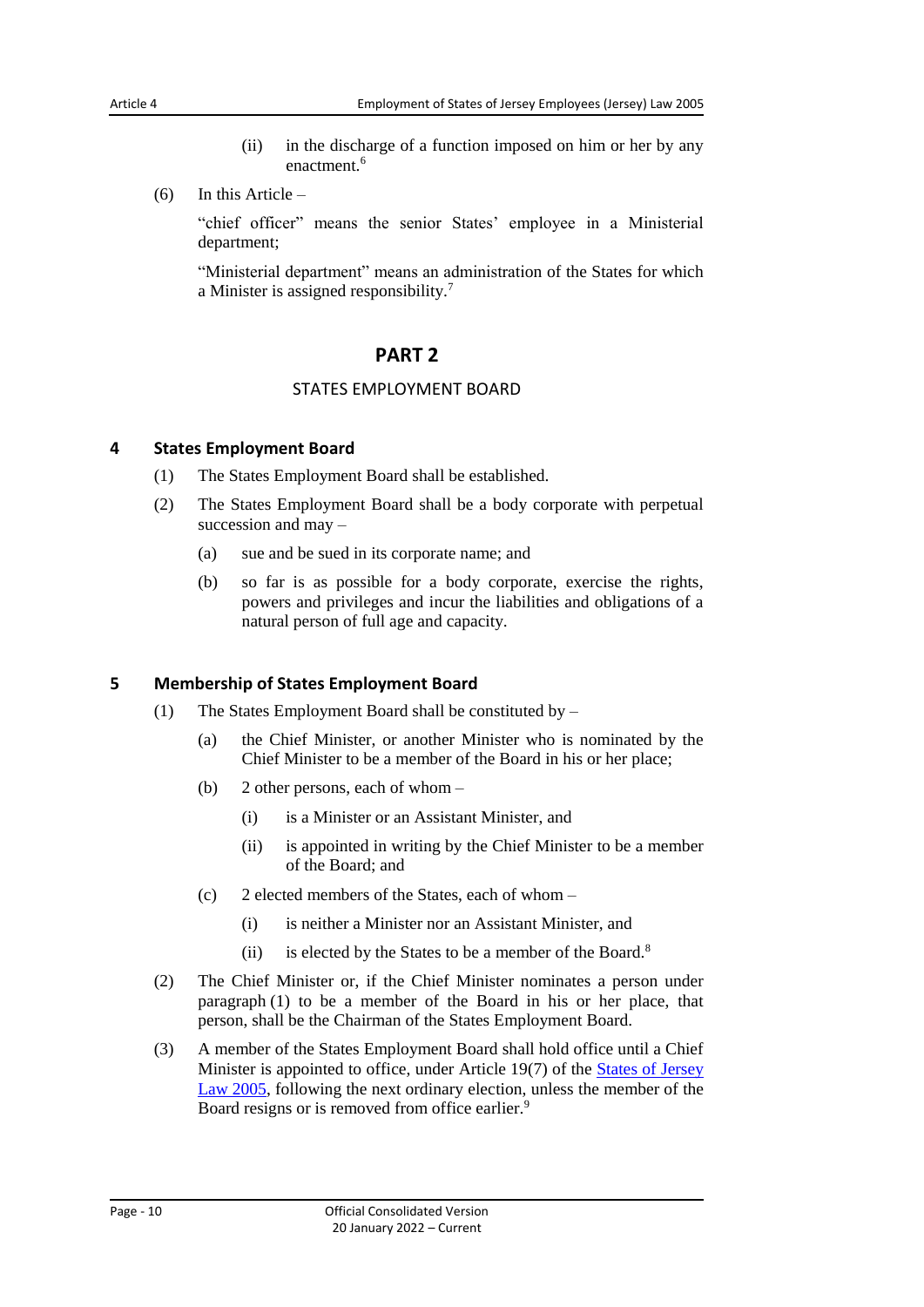(ii) in the discharge of a function imposed on him or her by any enactment.[6]

(6) In this Article –

"chief officer" means the senior States' employee in a Ministerial department;

"Ministerial department" means an administration of the States for which a Minister is assigned responsibility.[7]

## PART 2

### STATES EMPLOYMENT BOARD

### 4 States Employment Board

(1) The States Employment Board shall be established.

(2) The States Employment Board shall be a body corporate with perpetual succession and may –

(a) sue and be sued in its corporate name; and

(b) so far is as possible for a body corporate, exercise the rights, powers and privileges and incur the liabilities and obligations of a natural person of full age and capacity.

### 5 Membership of States Employment Board

(1) The States Employment Board shall be constituted by –

(a) the Chief Minister, or another Minister who is nominated by the Chief Minister to be a member of the Board in his or her place;

(b) 2 other persons, each of whom –

(i) is a Minister or an Assistant Minister, and

(ii) is appointed in writing by the Chief Minister to be a member of the Board; and

(c) 2 elected members of the States, each of whom –

(i) is neither a Minister nor an Assistant Minister, and

(ii) is elected by the States to be a member of the Board.[8]

(2) The Chief Minister or, if the Chief Minister nominates a person under paragraph (1) to be a member of the Board in his or her place, that person, shall be the Chairman of the States Employment Board.

(3) A member of the States Employment Board shall hold office until a Chief Minister is appointed to office, under Article 19(7) of the States of Jersey Law 2005, following the next ordinary election, unless the member of the Board resigns or is removed from office earlier.[9]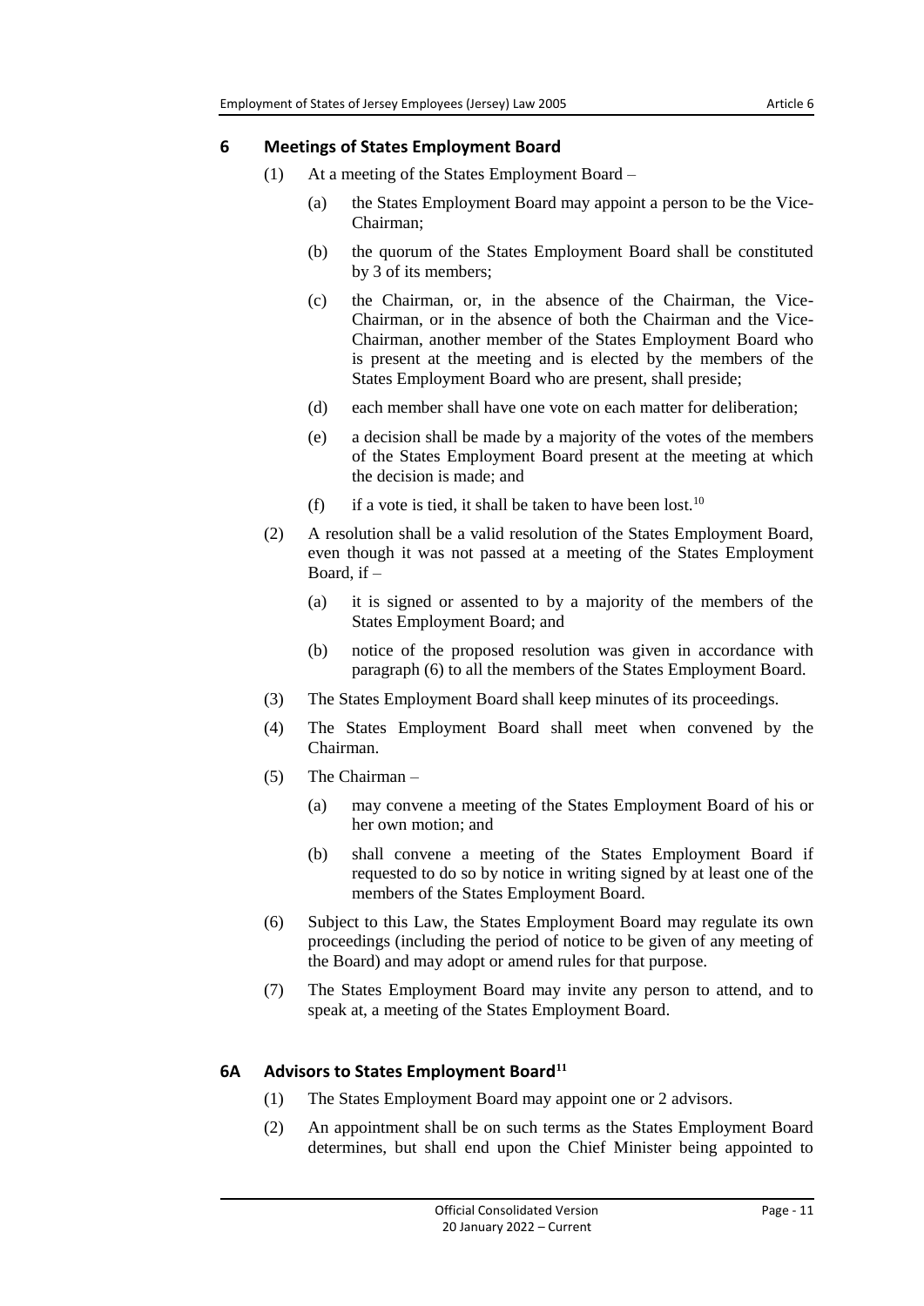## 6 Meetings of States Employment Board

(1) At a meeting of the States Employment Board –

(a) the States Employment Board may appoint a person to be the Vice-Chairman;

(b) the quorum of the States Employment Board shall be constituted by 3 of its members;

(c) the Chairman, or, in the absence of the Chairman, the Vice-Chairman, or in the absence of both the Chairman and the Vice-Chairman, another member of the States Employment Board who is present at the meeting and is elected by the members of the States Employment Board who are present, shall preside;

(d) each member shall have one vote on each matter for deliberation;

(e) a decision shall be made by a majority of the votes of the members of the States Employment Board present at the meeting at which the decision is made; and

(f) if a vote is tied, it shall be taken to have been lost.[10]

(2) A resolution shall be a valid resolution of the States Employment Board, even though it was not passed at a meeting of the States Employment Board, if –

(a) it is signed or assented to by a majority of the members of the States Employment Board; and

(b) notice of the proposed resolution was given in accordance with paragraph (6) to all the members of the States Employment Board.

(3) The States Employment Board shall keep minutes of its proceedings.

(4) The States Employment Board shall meet when convened by the Chairman.

(5) The Chairman –

(a) may convene a meeting of the States Employment Board of his or her own motion; and

(b) shall convene a meeting of the States Employment Board if requested to do so by notice in writing signed by at least one of the members of the States Employment Board.

(6) Subject to this Law, the States Employment Board may regulate its own proceedings (including the period of notice to be given of any meeting of the Board) and may adopt or amend rules for that purpose.

(7) The States Employment Board may invite any person to attend, and to speak at, a meeting of the States Employment Board.

## 6A Advisors to States Employment Board[11]

(1) The States Employment Board may appoint one or 2 advisors.

(2) An appointment shall be on such terms as the States Employment Board determines, but shall end upon the Chief Minister being appointed to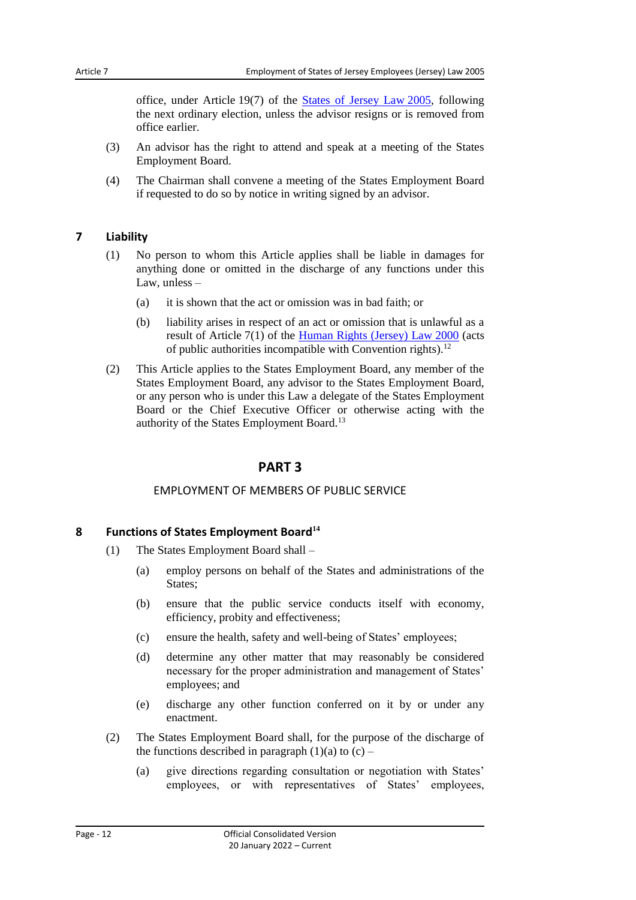office, under Article 19(7) of the States of Jersey Law 2005, following the next ordinary election, unless the advisor resigns or is removed from office earlier.

(3) An advisor has the right to attend and speak at a meeting of the States Employment Board.

(4) The Chairman shall convene a meeting of the States Employment Board if requested to do so by notice in writing signed by an advisor.

### 7 Liability

(1) No person to whom this Article applies shall be liable in damages for anything done or omitted in the discharge of any functions under this Law, unless –

(a) it is shown that the act or omission was in bad faith; or

(b) liability arises in respect of an act or omission that is unlawful as a result of Article 7(1) of the Human Rights (Jersey) Law 2000 (acts of public authorities incompatible with Convention rights).[12]

(2) This Article applies to the States Employment Board, any member of the States Employment Board, any advisor to the States Employment Board, or any person who is under this Law a delegate of the States Employment Board or the Chief Executive Officer or otherwise acting with the authority of the States Employment Board.[13]

## PART 3

EMPLOYMENT OF MEMBERS OF PUBLIC SERVICE

### 8 Functions of States Employment Board[14]

(1) The States Employment Board shall –

(a) employ persons on behalf of the States and administrations of the States;

(b) ensure that the public service conducts itself with economy, efficiency, probity and effectiveness;

(c) ensure the health, safety and well-being of States' employees;

(d) determine any other matter that may reasonably be considered necessary for the proper administration and management of States' employees; and

(e) discharge any other function conferred on it by or under any enactment.

(2) The States Employment Board shall, for the purpose of the discharge of the functions described in paragraph (1)(a) to (c) –

(a) give directions regarding consultation or negotiation with States' employees, or with representatives of States' employees,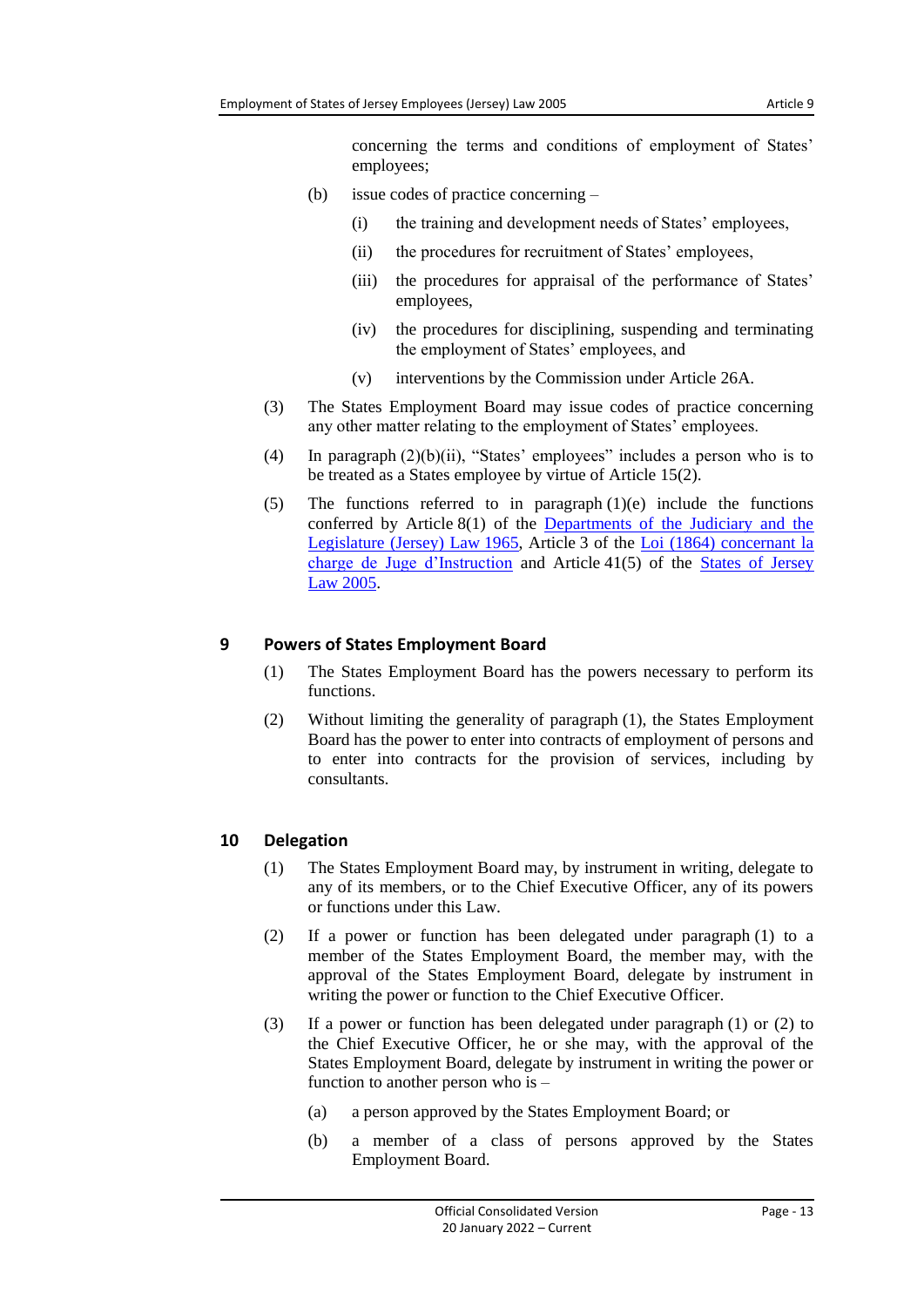concerning the terms and conditions of employment of States' employees;

(b) issue codes of practice concerning –

(i) the training and development needs of States' employees,

(ii) the procedures for recruitment of States' employees,

(iii) the procedures for appraisal of the performance of States' employees,

(iv) the procedures for disciplining, suspending and terminating the employment of States' employees, and

(v) interventions by the Commission under Article 26A.

(3) The States Employment Board may issue codes of practice concerning any other matter relating to the employment of States' employees.

(4) In paragraph (2)(b)(ii), "States' employees" includes a person who is to be treated as a States employee by virtue of Article 15(2).

(5) The functions referred to in paragraph (1)(e) include the functions conferred by Article 8(1) of the Departments of the Judiciary and the Legislature (Jersey) Law 1965, Article 3 of the Loi (1864) concernant la charge de Juge d'Instruction and Article 41(5) of the States of Jersey Law 2005.

## 9 Powers of States Employment Board

(1) The States Employment Board has the powers necessary to perform its functions.

(2) Without limiting the generality of paragraph (1), the States Employment Board has the power to enter into contracts of employment of persons and to enter into contracts for the provision of services, including by consultants.

## 10 Delegation

(1) The States Employment Board may, by instrument in writing, delegate to any of its members, or to the Chief Executive Officer, any of its powers or functions under this Law.

(2) If a power or function has been delegated under paragraph (1) to a member of the States Employment Board, the member may, with the approval of the States Employment Board, delegate by instrument in writing the power or function to the Chief Executive Officer.

(3) If a power or function has been delegated under paragraph (1) or (2) to the Chief Executive Officer, he or she may, with the approval of the States Employment Board, delegate by instrument in writing the power or function to another person who is –

(a) a person approved by the States Employment Board; or

(b) a member of a class of persons approved by the States Employment Board.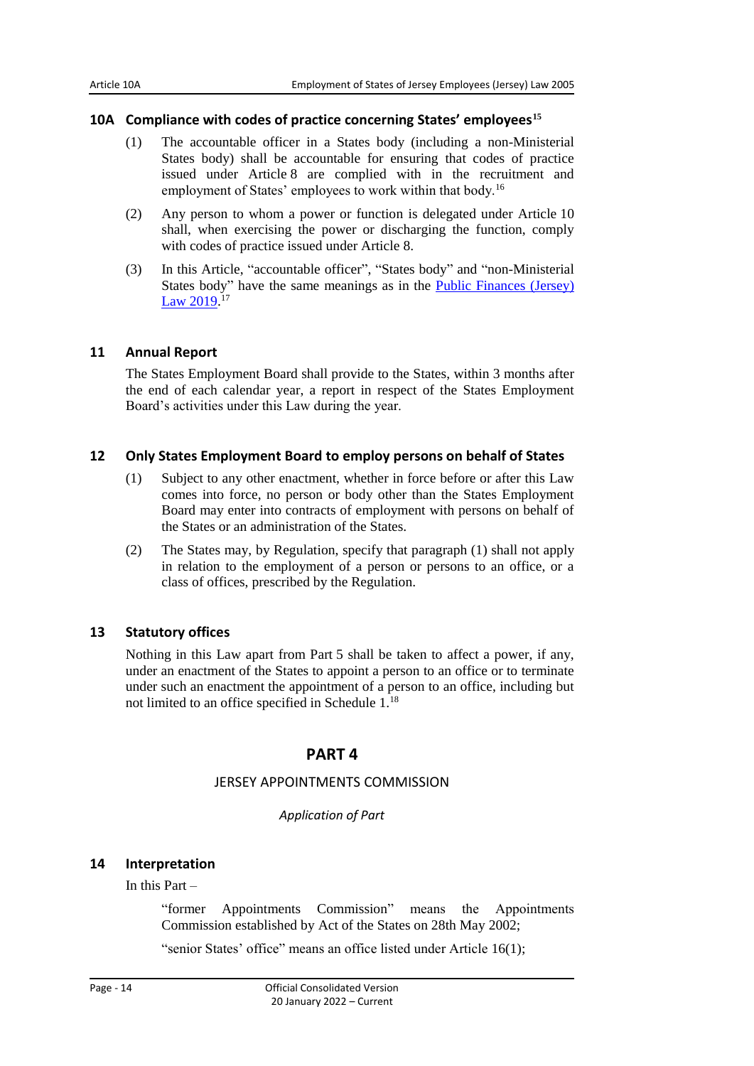## 10A Compliance with codes of practice concerning States' employees[15]

(1) The accountable officer in a States body (including a non-Ministerial States body) shall be accountable for ensuring that codes of practice issued under Article 8 are complied with in the recruitment and employment of States' employees to work within that body.[16]

(2) Any person to whom a power or function is delegated under Article 10 shall, when exercising the power or discharging the function, comply with codes of practice issued under Article 8.

(3) In this Article, "accountable officer", "States body" and "non-Ministerial States body" have the same meanings as in the Public Finances (Jersey) Law 2019.[17]

## 11 Annual Report

The States Employment Board shall provide to the States, within 3 months after the end of each calendar year, a report in respect of the States Employment Board's activities under this Law during the year.

## 12 Only States Employment Board to employ persons on behalf of States

(1) Subject to any other enactment, whether in force before or after this Law comes into force, no person or body other than the States Employment Board may enter into contracts of employment with persons on behalf of the States or an administration of the States.

(2) The States may, by Regulation, specify that paragraph (1) shall not apply in relation to the employment of a person or persons to an office, or a class of offices, prescribed by the Regulation.

## 13 Statutory offices

Nothing in this Law apart from Part 5 shall be taken to affect a power, if any, under an enactment of the States to appoint a person to an office or to terminate under such an enactment the appointment of a person to an office, including but not limited to an office specified in Schedule 1.[18]

# PART 4

## JERSEY APPOINTMENTS COMMISSION

*Application of Part*

## 14 Interpretation

In this Part –

"former Appointments Commission" means the Appointments Commission established by Act of the States on 28th May 2002;

"senior States' office" means an office listed under Article 16(1);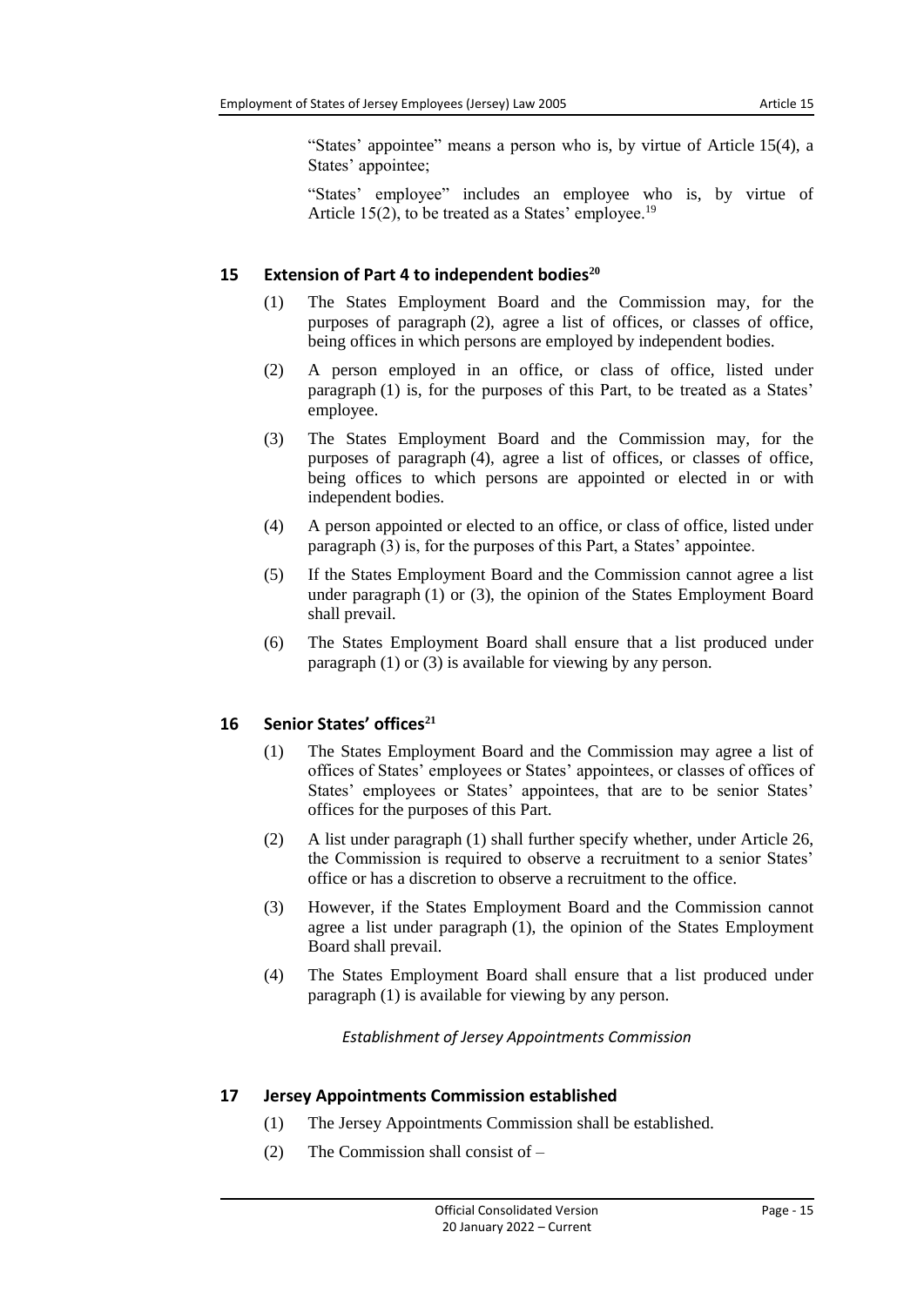"States' appointee" means a person who is, by virtue of Article 15(4), a States' appointee;

"States' employee" includes an employee who is, by virtue of Article 15(2), to be treated as a States' employee.[19]

## 15 Extension of Part 4 to independent bodies[20]

(1) The States Employment Board and the Commission may, for the purposes of paragraph (2), agree a list of offices, or classes of office, being offices in which persons are employed by independent bodies.

(2) A person employed in an office, or class of office, listed under paragraph (1) is, for the purposes of this Part, to be treated as a States' employee.

(3) The States Employment Board and the Commission may, for the purposes of paragraph (4), agree a list of offices, or classes of office, being offices to which persons are appointed or elected in or with independent bodies.

(4) A person appointed or elected to an office, or class of office, listed under paragraph (3) is, for the purposes of this Part, a States' appointee.

(5) If the States Employment Board and the Commission cannot agree a list under paragraph (1) or (3), the opinion of the States Employment Board shall prevail.

(6) The States Employment Board shall ensure that a list produced under paragraph (1) or (3) is available for viewing by any person.

## 16 Senior States' offices[21]

(1) The States Employment Board and the Commission may agree a list of offices of States' employees or States' appointees, or classes of offices of States' employees or States' appointees, that are to be senior States' offices for the purposes of this Part.

(2) A list under paragraph (1) shall further specify whether, under Article 26, the Commission is required to observe a recruitment to a senior States' office or has a discretion to observe a recruitment to the office.

(3) However, if the States Employment Board and the Commission cannot agree a list under paragraph (1), the opinion of the States Employment Board shall prevail.

(4) The States Employment Board shall ensure that a list produced under paragraph (1) is available for viewing by any person.

*Establishment of Jersey Appointments Commission*

## 17 Jersey Appointments Commission established

(1) The Jersey Appointments Commission shall be established.

(2) The Commission shall consist of –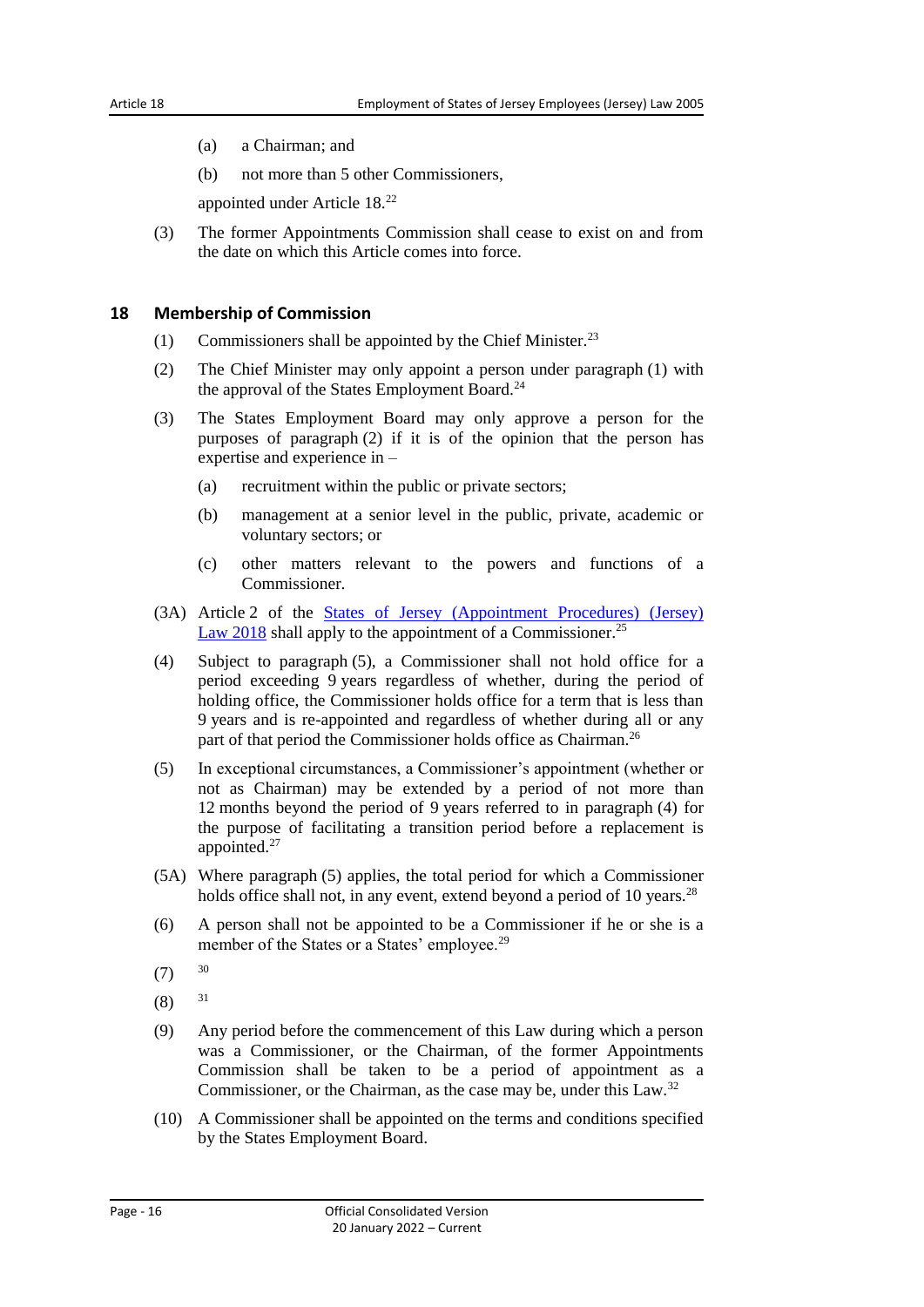(a) a Chairman; and

(b) not more than 5 other Commissioners,

appointed under Article 18.[22]

(3) The former Appointments Commission shall cease to exist on and from the date on which this Article comes into force.

## 18 Membership of Commission

(1) Commissioners shall be appointed by the Chief Minister.[23]

(2) The Chief Minister may only appoint a person under paragraph (1) with the approval of the States Employment Board.[24]

(3) The States Employment Board may only approve a person for the purposes of paragraph (2) if it is of the opinion that the person has expertise and experience in –

(a) recruitment within the public or private sectors;

(b) management at a senior level in the public, private, academic or voluntary sectors; or

(c) other matters relevant to the powers and functions of a Commissioner.

(3A) Article 2 of the [States of Jersey (Appointment Procedures) (Jersey) Law 2018] shall apply to the appointment of a Commissioner.[25]

(4) Subject to paragraph (5), a Commissioner shall not hold office for a period exceeding 9 years regardless of whether, during the period of holding office, the Commissioner holds office for a term that is less than 9 years and is re-appointed and regardless of whether during all or any part of that period the Commissioner holds office as Chairman.[26]

(5) In exceptional circumstances, a Commissioner's appointment (whether or not as Chairman) may be extended by a period of not more than 12 months beyond the period of 9 years referred to in paragraph (4) for the purpose of facilitating a transition period before a replacement is appointed.[27]

(5A) Where paragraph (5) applies, the total period for which a Commissioner holds office shall not, in any event, extend beyond a period of 10 years.[28]

(6) A person shall not be appointed to be a Commissioner if he or she is a member of the States or a States' employee.[29]

(7) [30]

(8) [31]

(9) Any period before the commencement of this Law during which a person was a Commissioner, or the Chairman, of the former Appointments Commission shall be taken to be a period of appointment as a Commissioner, or the Chairman, as the case may be, under this Law.[32]

(10) A Commissioner shall be appointed on the terms and conditions specified by the States Employment Board.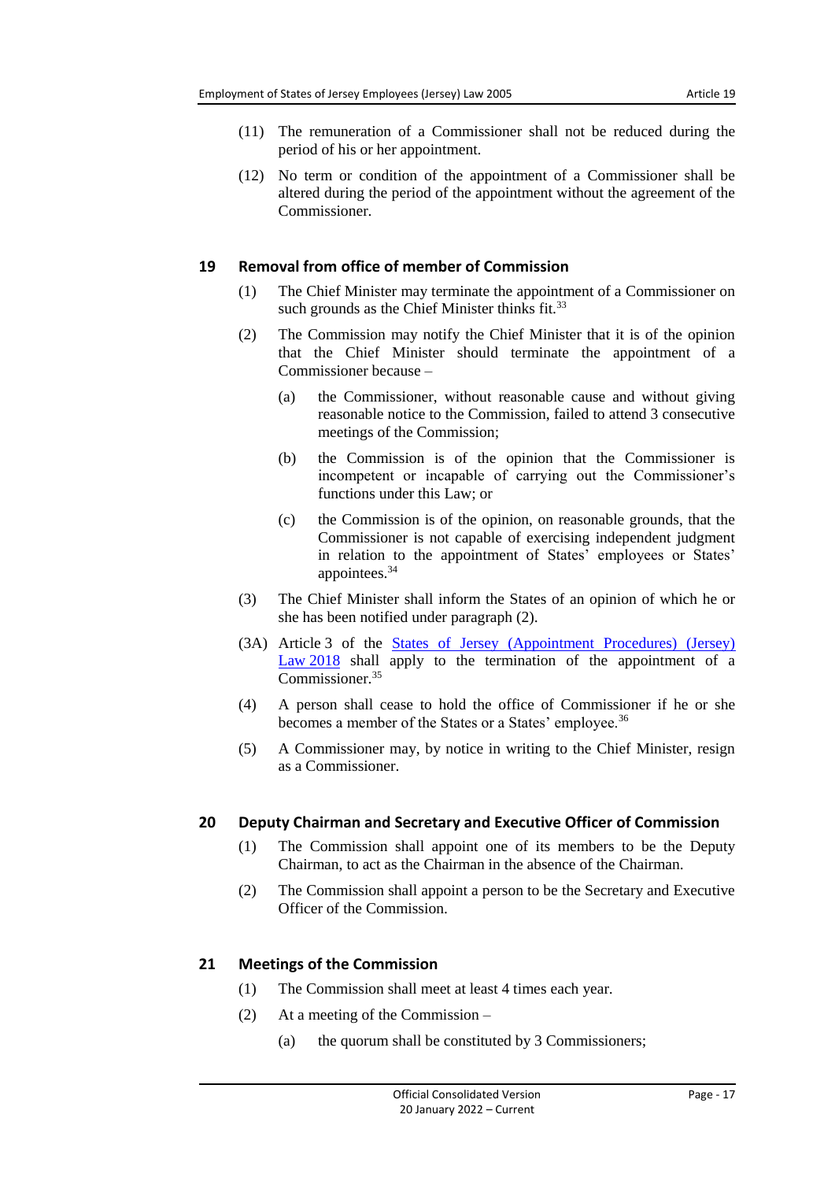(11) The remuneration of a Commissioner shall not be reduced during the period of his or her appointment.

(12) No term or condition of the appointment of a Commissioner shall be altered during the period of the appointment without the agreement of the Commissioner.

## 19 Removal from office of member of Commission

(1) The Chief Minister may terminate the appointment of a Commissioner on such grounds as the Chief Minister thinks fit.[33]

(2) The Commission may notify the Chief Minister that it is of the opinion that the Chief Minister should terminate the appointment of a Commissioner because –

(a) the Commissioner, without reasonable cause and without giving reasonable notice to the Commission, failed to attend 3 consecutive meetings of the Commission;

(b) the Commission is of the opinion that the Commissioner is incompetent or incapable of carrying out the Commissioner's functions under this Law; or

(c) the Commission is of the opinion, on reasonable grounds, that the Commissioner is not capable of exercising independent judgment in relation to the appointment of States' employees or States' appointees.[34]

(3) The Chief Minister shall inform the States of an opinion of which he or she has been notified under paragraph (2).

(3A) Article 3 of the States of Jersey (Appointment Procedures) (Jersey) Law 2018 shall apply to the termination of the appointment of a Commissioner.[35]

(4) A person shall cease to hold the office of Commissioner if he or she becomes a member of the States or a States' employee.[36]

(5) A Commissioner may, by notice in writing to the Chief Minister, resign as a Commissioner.

## 20 Deputy Chairman and Secretary and Executive Officer of Commission

(1) The Commission shall appoint one of its members to be the Deputy Chairman, to act as the Chairman in the absence of the Chairman.

(2) The Commission shall appoint a person to be the Secretary and Executive Officer of the Commission.

## 21 Meetings of the Commission

(1) The Commission shall meet at least 4 times each year.

(2) At a meeting of the Commission –

(a) the quorum shall be constituted by 3 Commissioners;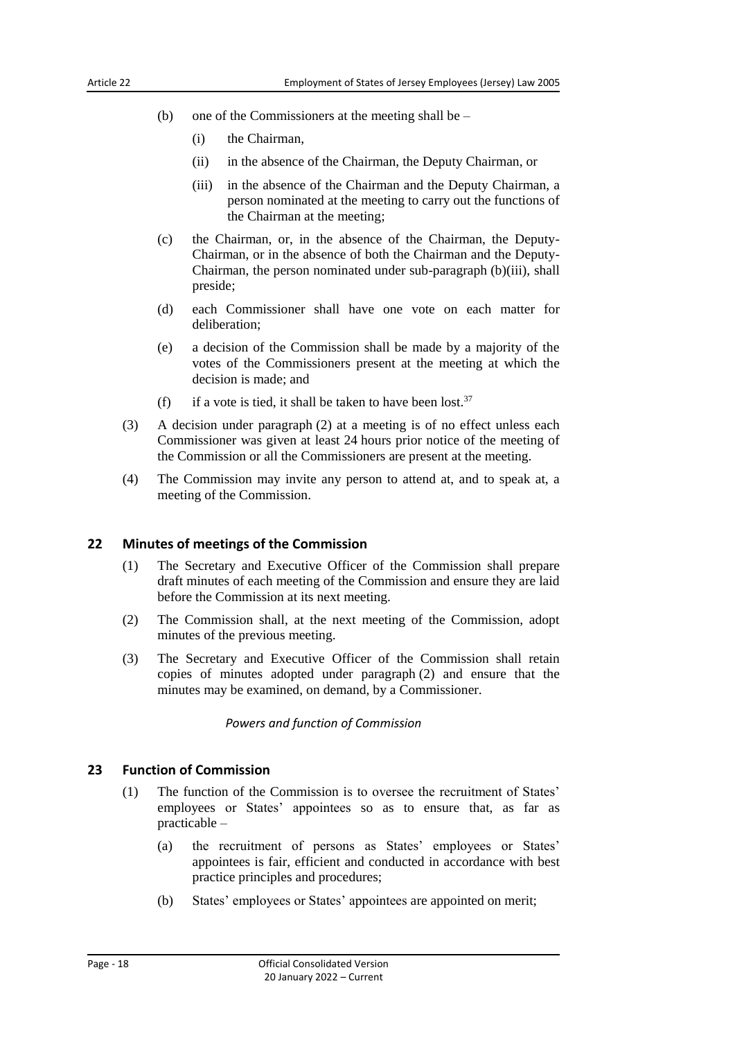(b) one of the Commissioners at the meeting shall be –

  (i) the Chairman,

  (ii) in the absence of the Chairman, the Deputy Chairman, or

  (iii) in the absence of the Chairman and the Deputy Chairman, a person nominated at the meeting to carry out the functions of the Chairman at the meeting;

(c) the Chairman, or, in the absence of the Chairman, the Deputy-Chairman, or in the absence of both the Chairman and the Deputy-Chairman, the person nominated under sub-paragraph (b)(iii), shall preside;

(d) each Commissioner shall have one vote on each matter for deliberation;

(e) a decision of the Commission shall be made by a majority of the votes of the Commissioners present at the meeting at which the decision is made; and

(f) if a vote is tied, it shall be taken to have been lost.[37]

(3) A decision under paragraph (2) at a meeting is of no effect unless each Commissioner was given at least 24 hours prior notice of the meeting of the Commission or all the Commissioners are present at the meeting.

(4) The Commission may invite any person to attend at, and to speak at, a meeting of the Commission.

## 22 Minutes of meetings of the Commission

(1) The Secretary and Executive Officer of the Commission shall prepare draft minutes of each meeting of the Commission and ensure they are laid before the Commission at its next meeting.

(2) The Commission shall, at the next meeting of the Commission, adopt minutes of the previous meeting.

(3) The Secretary and Executive Officer of the Commission shall retain copies of minutes adopted under paragraph (2) and ensure that the minutes may be examined, on demand, by a Commissioner.

*Powers and function of Commission*

## 23 Function of Commission

(1) The function of the Commission is to oversee the recruitment of States' employees or States' appointees so as to ensure that, as far as practicable –

  (a) the recruitment of persons as States' employees or States' appointees is fair, efficient and conducted in accordance with best practice principles and procedures;

  (b) States' employees or States' appointees are appointed on merit;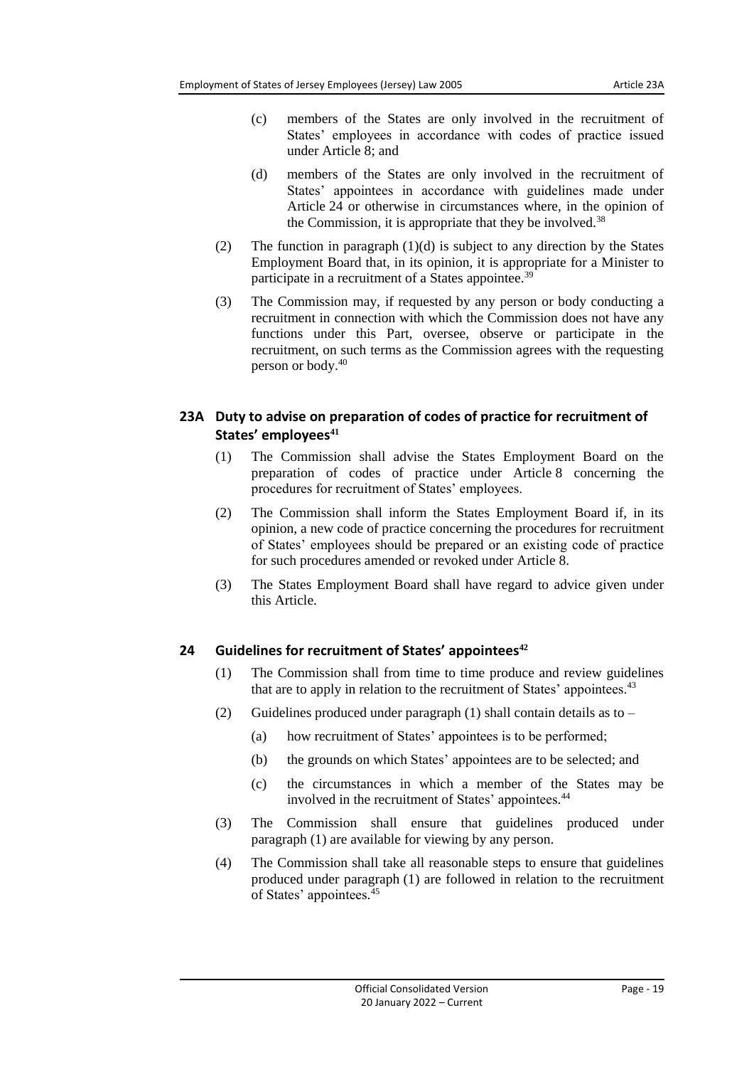(c) members of the States are only involved in the recruitment of States' employees in accordance with codes of practice issued under Article 8; and

(d) members of the States are only involved in the recruitment of States' appointees in accordance with guidelines made under Article 24 or otherwise in circumstances where, in the opinion of the Commission, it is appropriate that they be involved.[38]

(2) The function in paragraph (1)(d) is subject to any direction by the States Employment Board that, in its opinion, it is appropriate for a Minister to participate in a recruitment of a States appointee.[39]

(3) The Commission may, if requested by any person or body conducting a recruitment in connection with which the Commission does not have any functions under this Part, oversee, observe or participate in the recruitment, on such terms as the Commission agrees with the requesting person or body.[40]

### 23A Duty to advise on preparation of codes of practice for recruitment of States' employees[41]

(1) The Commission shall advise the States Employment Board on the preparation of codes of practice under Article 8 concerning the procedures for recruitment of States' employees.

(2) The Commission shall inform the States Employment Board if, in its opinion, a new code of practice concerning the procedures for recruitment of States' employees should be prepared or an existing code of practice for such procedures amended or revoked under Article 8.

(3) The States Employment Board shall have regard to advice given under this Article.

### 24 Guidelines for recruitment of States' appointees[42]

(1) The Commission shall from time to time produce and review guidelines that are to apply in relation to the recruitment of States' appointees.[43]

(2) Guidelines produced under paragraph (1) shall contain details as to –

(a) how recruitment of States' appointees is to be performed;

(b) the grounds on which States' appointees are to be selected; and

(c) the circumstances in which a member of the States may be involved in the recruitment of States' appointees.[44]

(3) The Commission shall ensure that guidelines produced under paragraph (1) are available for viewing by any person.

(4) The Commission shall take all reasonable steps to ensure that guidelines produced under paragraph (1) are followed in relation to the recruitment of States' appointees.[45]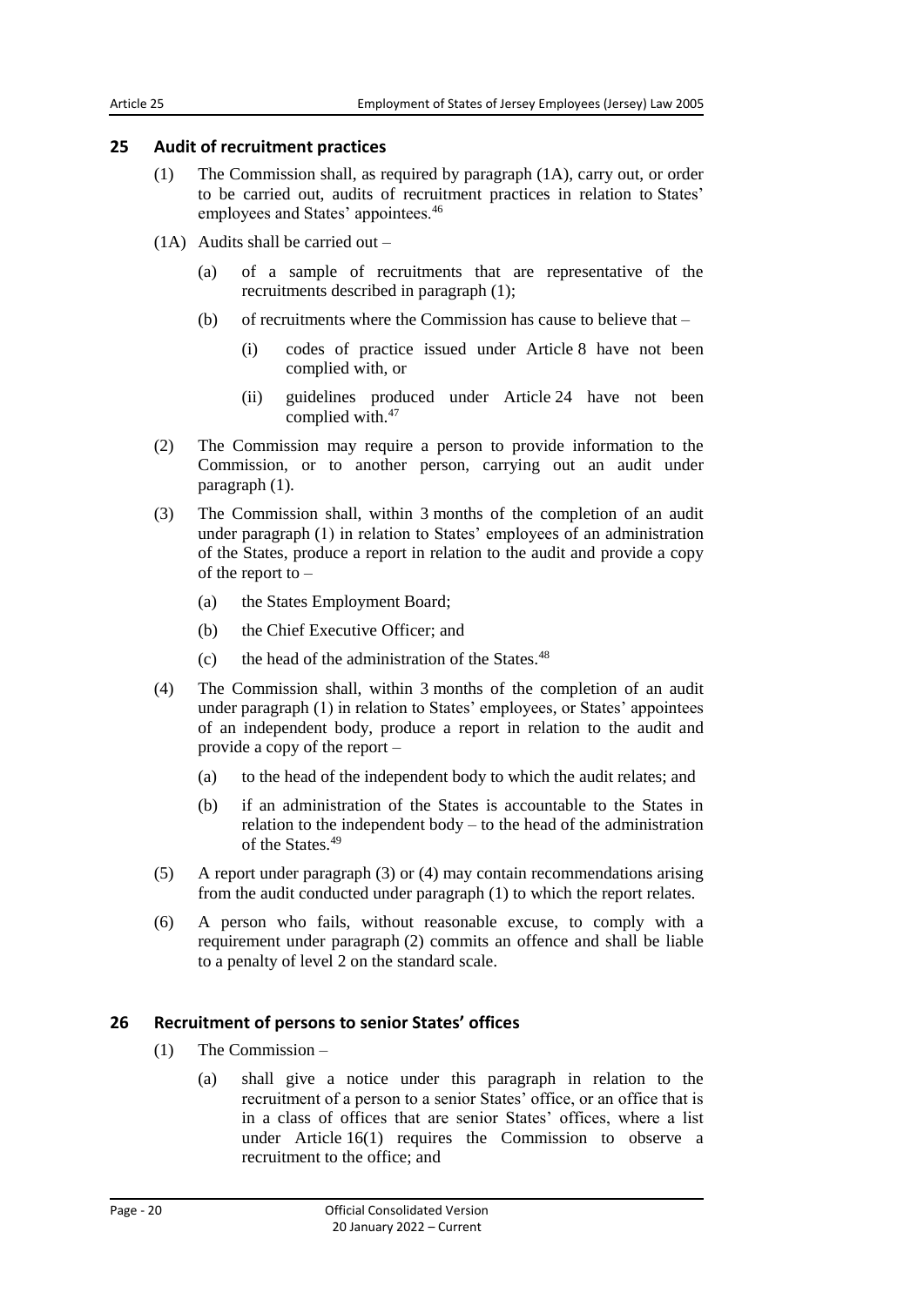## 25 Audit of recruitment practices

(1) The Commission shall, as required by paragraph (1A), carry out, or order to be carried out, audits of recruitment practices in relation to States' employees and States' appointees.[46]

(1A) Audits shall be carried out –

(a) of a sample of recruitments that are representative of the recruitments described in paragraph (1);

(b) of recruitments where the Commission has cause to believe that –

(i) codes of practice issued under Article 8 have not been complied with, or

(ii) guidelines produced under Article 24 have not been complied with.[47]

(2) The Commission may require a person to provide information to the Commission, or to another person, carrying out an audit under paragraph (1).

(3) The Commission shall, within 3 months of the completion of an audit under paragraph (1) in relation to States' employees of an administration of the States, produce a report in relation to the audit and provide a copy of the report to –

(a) the States Employment Board;

(b) the Chief Executive Officer; and

(c) the head of the administration of the States.[48]

(4) The Commission shall, within 3 months of the completion of an audit under paragraph (1) in relation to States' employees, or States' appointees of an independent body, produce a report in relation to the audit and provide a copy of the report –

(a) to the head of the independent body to which the audit relates; and

(b) if an administration of the States is accountable to the States in relation to the independent body – to the head of the administration of the States.[49]

(5) A report under paragraph (3) or (4) may contain recommendations arising from the audit conducted under paragraph (1) to which the report relates.

(6) A person who fails, without reasonable excuse, to comply with a requirement under paragraph (2) commits an offence and shall be liable to a penalty of level 2 on the standard scale.

## 26 Recruitment of persons to senior States' offices

(1) The Commission –

(a) shall give a notice under this paragraph in relation to the recruitment of a person to a senior States' office, or an office that is in a class of offices that are senior States' offices, where a list under Article 16(1) requires the Commission to observe a recruitment to the office; and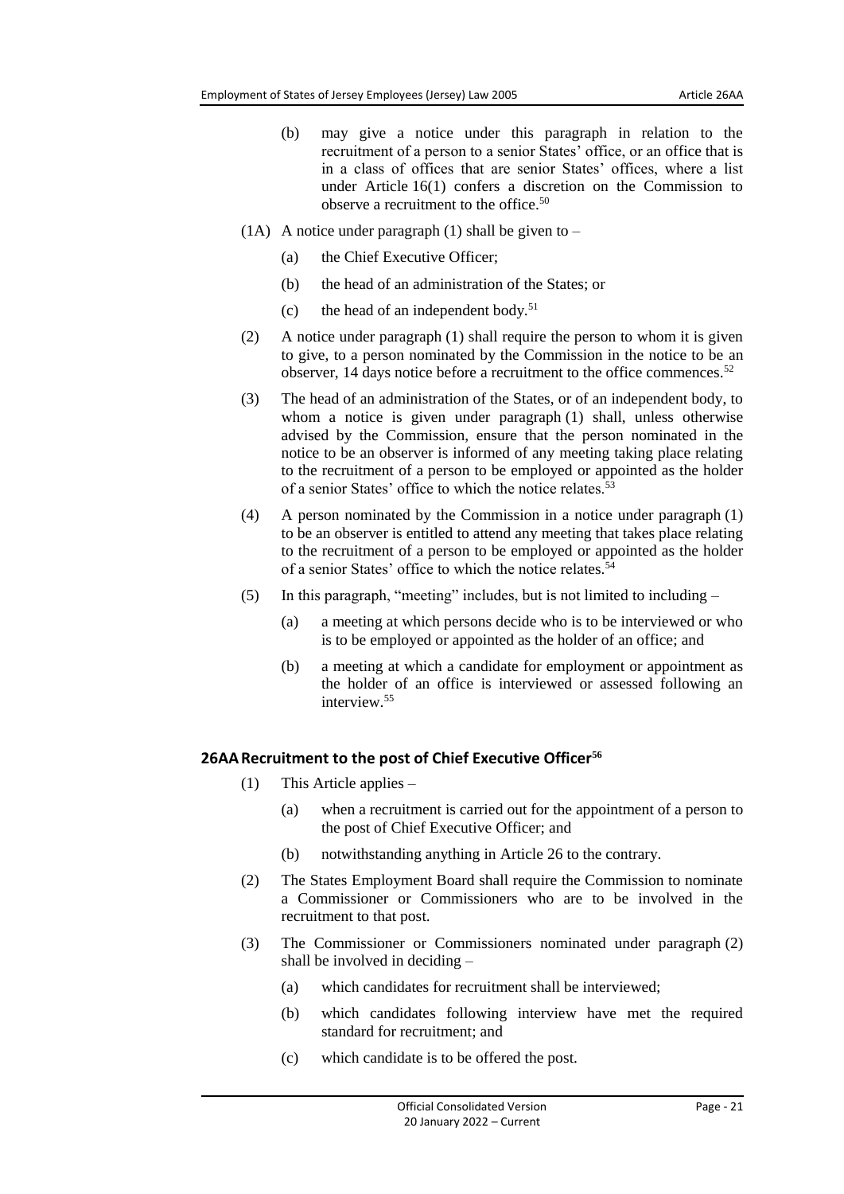(b) may give a notice under this paragraph in relation to the recruitment of a person to a senior States' office, or an office that is in a class of offices that are senior States' offices, where a list under Article 16(1) confers a discretion on the Commission to observe a recruitment to the office.[50]

(1A) A notice under paragraph (1) shall be given to –

(a) the Chief Executive Officer;

(b) the head of an administration of the States; or

(c) the head of an independent body.[51]

(2) A notice under paragraph (1) shall require the person to whom it is given to give, to a person nominated by the Commission in the notice to be an observer, 14 days notice before a recruitment to the office commences.[52]

(3) The head of an administration of the States, or of an independent body, to whom a notice is given under paragraph (1) shall, unless otherwise advised by the Commission, ensure that the person nominated in the notice to be an observer is informed of any meeting taking place relating to the recruitment of a person to be employed or appointed as the holder of a senior States' office to which the notice relates.[53]

(4) A person nominated by the Commission in a notice under paragraph (1) to be an observer is entitled to attend any meeting that takes place relating to the recruitment of a person to be employed or appointed as the holder of a senior States' office to which the notice relates.[54]

(5) In this paragraph, "meeting" includes, but is not limited to including –

(a) a meeting at which persons decide who is to be interviewed or who is to be employed or appointed as the holder of an office; and

(b) a meeting at which a candidate for employment or appointment as the holder of an office is interviewed or assessed following an interview.[55]

### 26AA Recruitment to the post of Chief Executive Officer[56]

(1) This Article applies –

(a) when a recruitment is carried out for the appointment of a person to the post of Chief Executive Officer; and

(b) notwithstanding anything in Article 26 to the contrary.

(2) The States Employment Board shall require the Commission to nominate a Commissioner or Commissioners who are to be involved in the recruitment to that post.

(3) The Commissioner or Commissioners nominated under paragraph (2) shall be involved in deciding –

(a) which candidates for recruitment shall be interviewed;

(b) which candidates following interview have met the required standard for recruitment; and

(c) which candidate is to be offered the post.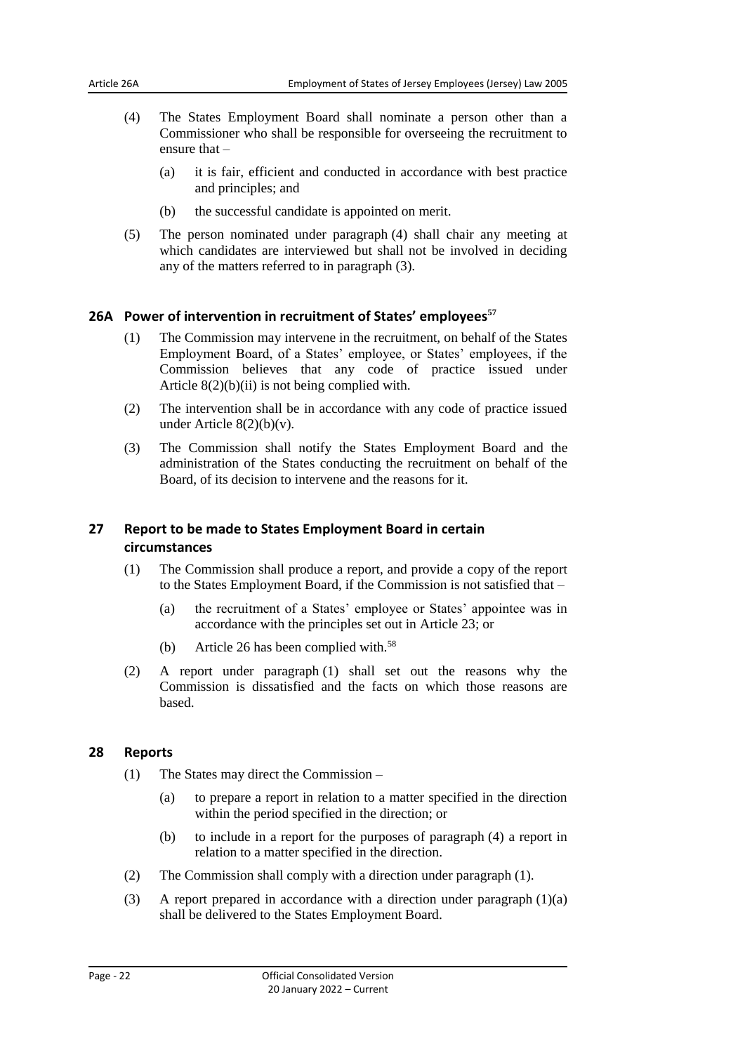(4) The States Employment Board shall nominate a person other than a Commissioner who shall be responsible for overseeing the recruitment to ensure that –

(a) it is fair, efficient and conducted in accordance with best practice and principles; and

(b) the successful candidate is appointed on merit.

(5) The person nominated under paragraph (4) shall chair any meeting at which candidates are interviewed but shall not be involved in deciding any of the matters referred to in paragraph (3).

### 26A Power of intervention in recruitment of States' employees[57]

(1) The Commission may intervene in the recruitment, on behalf of the States Employment Board, of a States' employee, or States' employees, if the Commission believes that any code of practice issued under Article 8(2)(b)(ii) is not being complied with.

(2) The intervention shall be in accordance with any code of practice issued under Article 8(2)(b)(v).

(3) The Commission shall notify the States Employment Board and the administration of the States conducting the recruitment on behalf of the Board, of its decision to intervene and the reasons for it.

### 27 Report to be made to States Employment Board in certain circumstances

(1) The Commission shall produce a report, and provide a copy of the report to the States Employment Board, if the Commission is not satisfied that –

(a) the recruitment of a States' employee or States' appointee was in accordance with the principles set out in Article 23; or

(b) Article 26 has been complied with.[58]

(2) A report under paragraph (1) shall set out the reasons why the Commission is dissatisfied and the facts on which those reasons are based.

### 28 Reports

(1) The States may direct the Commission –

(a) to prepare a report in relation to a matter specified in the direction within the period specified in the direction; or

(b) to include in a report for the purposes of paragraph (4) a report in relation to a matter specified in the direction.

(2) The Commission shall comply with a direction under paragraph (1).

(3) A report prepared in accordance with a direction under paragraph (1)(a) shall be delivered to the States Employment Board.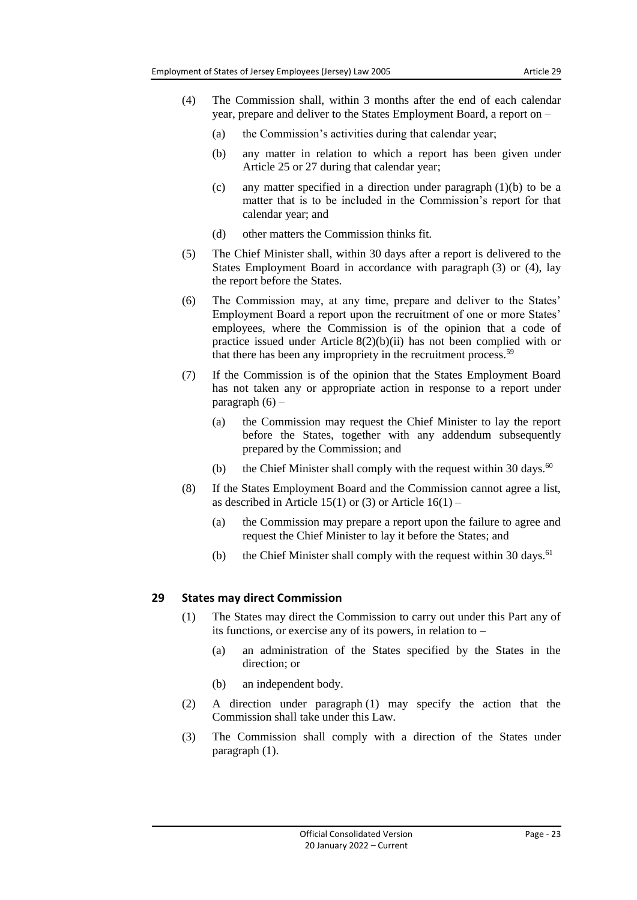(4) The Commission shall, within 3 months after the end of each calendar year, prepare and deliver to the States Employment Board, a report on –

(a) the Commission's activities during that calendar year;

(b) any matter in relation to which a report has been given under Article 25 or 27 during that calendar year;

(c) any matter specified in a direction under paragraph (1)(b) to be a matter that is to be included in the Commission's report for that calendar year; and

(d) other matters the Commission thinks fit.

(5) The Chief Minister shall, within 30 days after a report is delivered to the States Employment Board in accordance with paragraph (3) or (4), lay the report before the States.

(6) The Commission may, at any time, prepare and deliver to the States' Employment Board a report upon the recruitment of one or more States' employees, where the Commission is of the opinion that a code of practice issued under Article 8(2)(b)(ii) has not been complied with or that there has been any impropriety in the recruitment process.[59]

(7) If the Commission is of the opinion that the States Employment Board has not taken any or appropriate action in response to a report under paragraph (6) –

(a) the Commission may request the Chief Minister to lay the report before the States, together with any addendum subsequently prepared by the Commission; and

(b) the Chief Minister shall comply with the request within 30 days.[60]

(8) If the States Employment Board and the Commission cannot agree a list, as described in Article 15(1) or (3) or Article 16(1) –

(a) the Commission may prepare a report upon the failure to agree and request the Chief Minister to lay it before the States; and

(b) the Chief Minister shall comply with the request within 30 days.[61]

## 29 States may direct Commission

(1) The States may direct the Commission to carry out under this Part any of its functions, or exercise any of its powers, in relation to –

(a) an administration of the States specified by the States in the direction; or

(b) an independent body.

(2) A direction under paragraph (1) may specify the action that the Commission shall take under this Law.

(3) The Commission shall comply with a direction of the States under paragraph (1).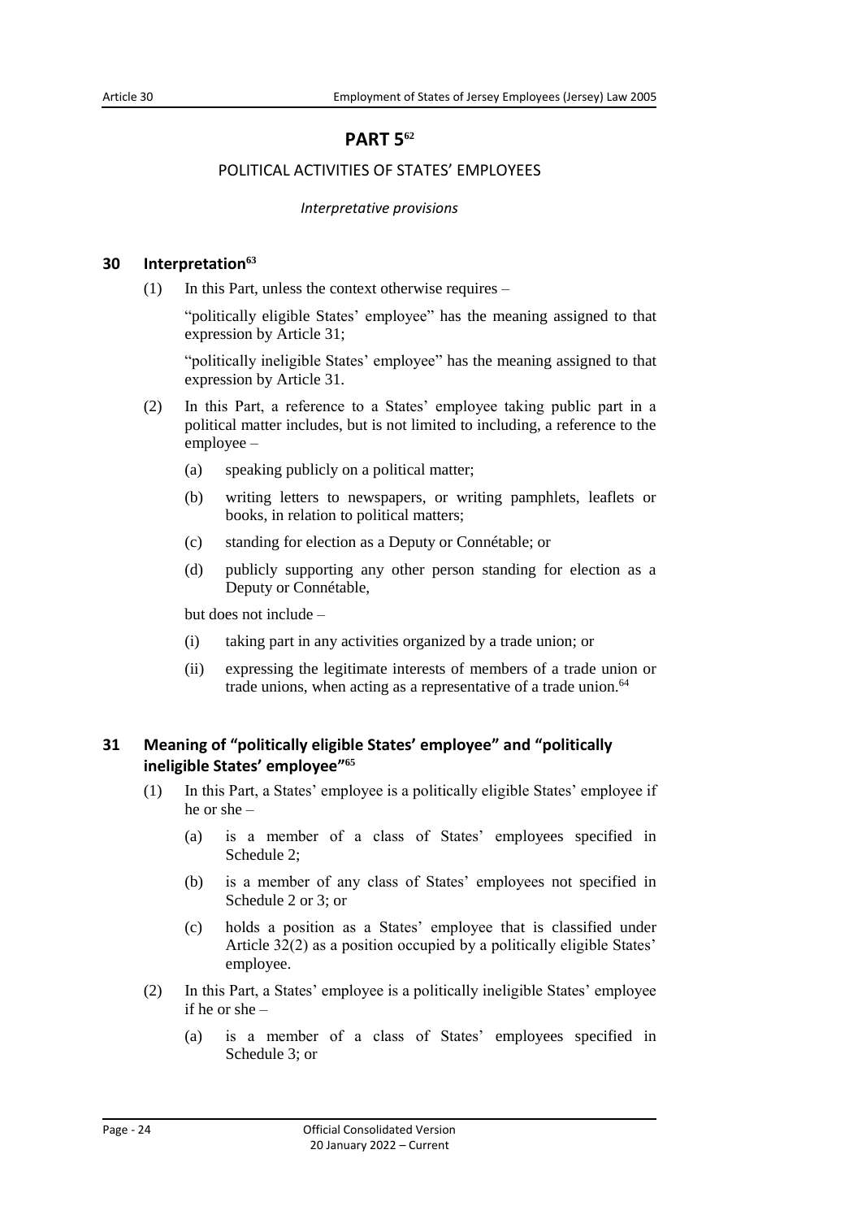# PART 5[62]

## POLITICAL ACTIVITIES OF STATES' EMPLOYEES

*Interpretative provisions*

### 30 Interpretation[63]

(1) In this Part, unless the context otherwise requires –

"politically eligible States' employee" has the meaning assigned to that expression by Article 31;

"politically ineligible States' employee" has the meaning assigned to that expression by Article 31.

(2) In this Part, a reference to a States' employee taking public part in a political matter includes, but is not limited to including, a reference to the employee –

(a) speaking publicly on a political matter;

(b) writing letters to newspapers, or writing pamphlets, leaflets or books, in relation to political matters;

(c) standing for election as a Deputy or Connétable; or

(d) publicly supporting any other person standing for election as a Deputy or Connétable,

but does not include –

(i) taking part in any activities organized by a trade union; or

(ii) expressing the legitimate interests of members of a trade union or trade unions, when acting as a representative of a trade union.[64]

### 31 Meaning of "politically eligible States' employee" and "politically ineligible States' employee"[65]

(1) In this Part, a States' employee is a politically eligible States' employee if he or she –

(a) is a member of a class of States' employees specified in Schedule 2;

(b) is a member of any class of States' employees not specified in Schedule 2 or 3; or

(c) holds a position as a States' employee that is classified under Article 32(2) as a position occupied by a politically eligible States' employee.

(2) In this Part, a States' employee is a politically ineligible States' employee if he or she –

(a) is a member of a class of States' employees specified in Schedule 3; or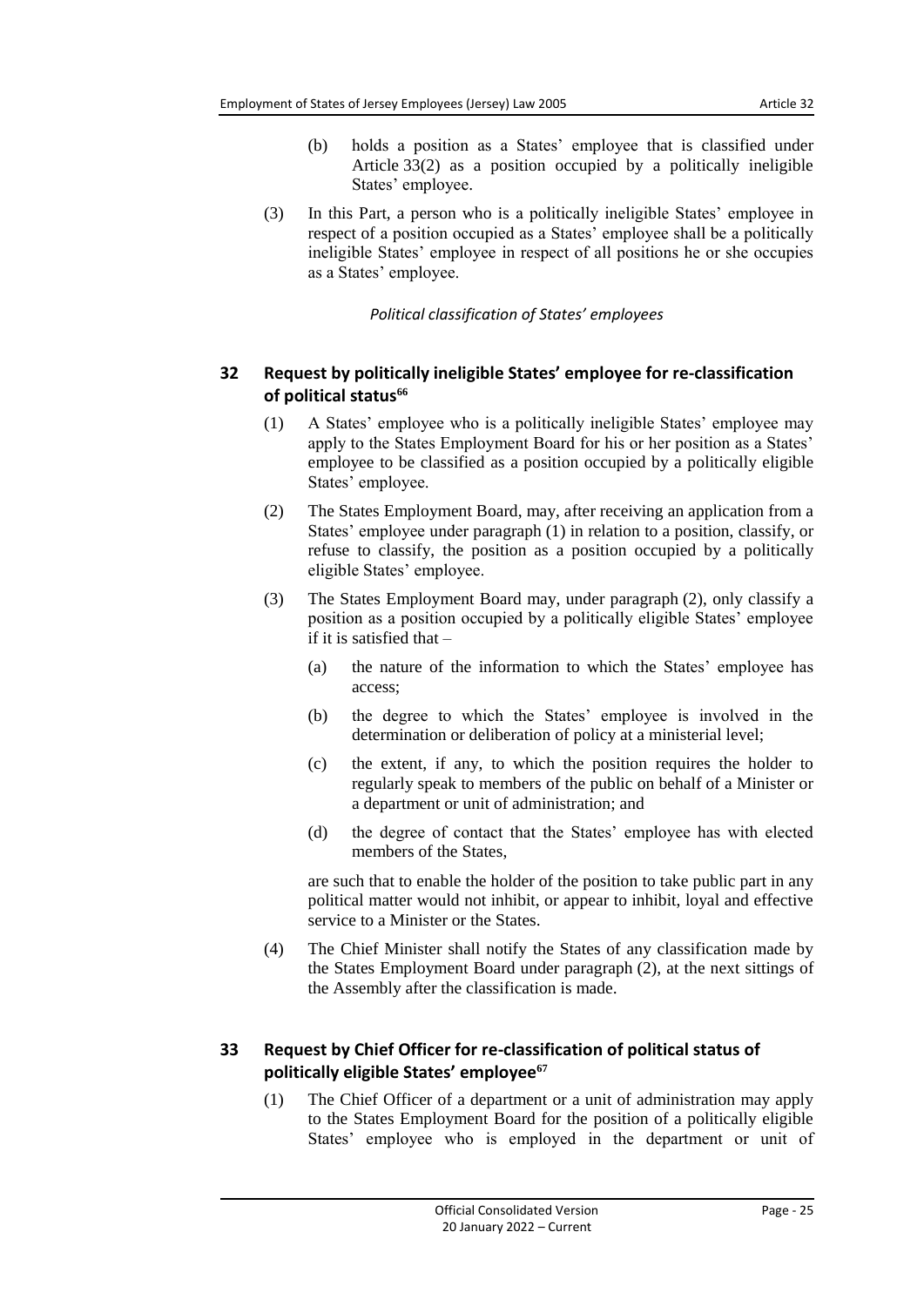(b) holds a position as a States' employee that is classified under Article 33(2) as a position occupied by a politically ineligible States' employee.

(3) In this Part, a person who is a politically ineligible States' employee in respect of a position occupied as a States' employee shall be a politically ineligible States' employee in respect of all positions he or she occupies as a States' employee.

*Political classification of States' employees*

## 32 Request by politically ineligible States' employee for re-classification of political status[66]

(1) A States' employee who is a politically ineligible States' employee may apply to the States Employment Board for his or her position as a States' employee to be classified as a position occupied by a politically eligible States' employee.

(2) The States Employment Board, may, after receiving an application from a States' employee under paragraph (1) in relation to a position, classify, or refuse to classify, the position as a position occupied by a politically eligible States' employee.

(3) The States Employment Board may, under paragraph (2), only classify a position as a position occupied by a politically eligible States' employee if it is satisfied that –

(a) the nature of the information to which the States' employee has access;

(b) the degree to which the States' employee is involved in the determination or deliberation of policy at a ministerial level;

(c) the extent, if any, to which the position requires the holder to regularly speak to members of the public on behalf of a Minister or a department or unit of administration; and

(d) the degree of contact that the States' employee has with elected members of the States,

are such that to enable the holder of the position to take public part in any political matter would not inhibit, or appear to inhibit, loyal and effective service to a Minister or the States.

(4) The Chief Minister shall notify the States of any classification made by the States Employment Board under paragraph (2), at the next sittings of the Assembly after the classification is made.

## 33 Request by Chief Officer for re-classification of political status of politically eligible States' employee[67]

(1) The Chief Officer of a department or a unit of administration may apply to the States Employment Board for the position of a politically eligible States' employee who is employed in the department or unit of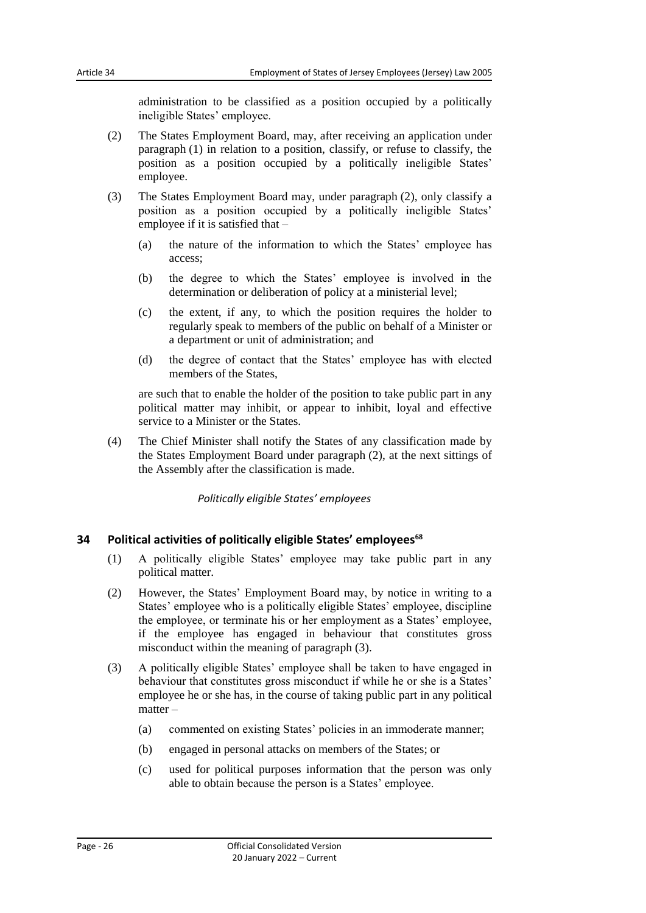administration to be classified as a position occupied by a politically ineligible States' employee.

(2) The States Employment Board, may, after receiving an application under paragraph (1) in relation to a position, classify, or refuse to classify, the position as a position occupied by a politically ineligible States' employee.

(3) The States Employment Board may, under paragraph (2), only classify a position as a position occupied by a politically ineligible States' employee if it is satisfied that –

(a) the nature of the information to which the States' employee has access;

(b) the degree to which the States' employee is involved in the determination or deliberation of policy at a ministerial level;

(c) the extent, if any, to which the position requires the holder to regularly speak to members of the public on behalf of a Minister or a department or unit of administration; and

(d) the degree of contact that the States' employee has with elected members of the States,

are such that to enable the holder of the position to take public part in any political matter may inhibit, or appear to inhibit, loyal and effective service to a Minister or the States.

(4) The Chief Minister shall notify the States of any classification made by the States Employment Board under paragraph (2), at the next sittings of the Assembly after the classification is made.

*Politically eligible States' employees*

### 34 Political activities of politically eligible States' employees[68]

(1) A politically eligible States' employee may take public part in any political matter.

(2) However, the States' Employment Board may, by notice in writing to a States' employee who is a politically eligible States' employee, discipline the employee, or terminate his or her employment as a States' employee, if the employee has engaged in behaviour that constitutes gross misconduct within the meaning of paragraph (3).

(3) A politically eligible States' employee shall be taken to have engaged in behaviour that constitutes gross misconduct if while he or she is a States' employee he or she has, in the course of taking public part in any political matter –

(a) commented on existing States' policies in an immoderate manner;

(b) engaged in personal attacks on members of the States; or

(c) used for political purposes information that the person was only able to obtain because the person is a States' employee.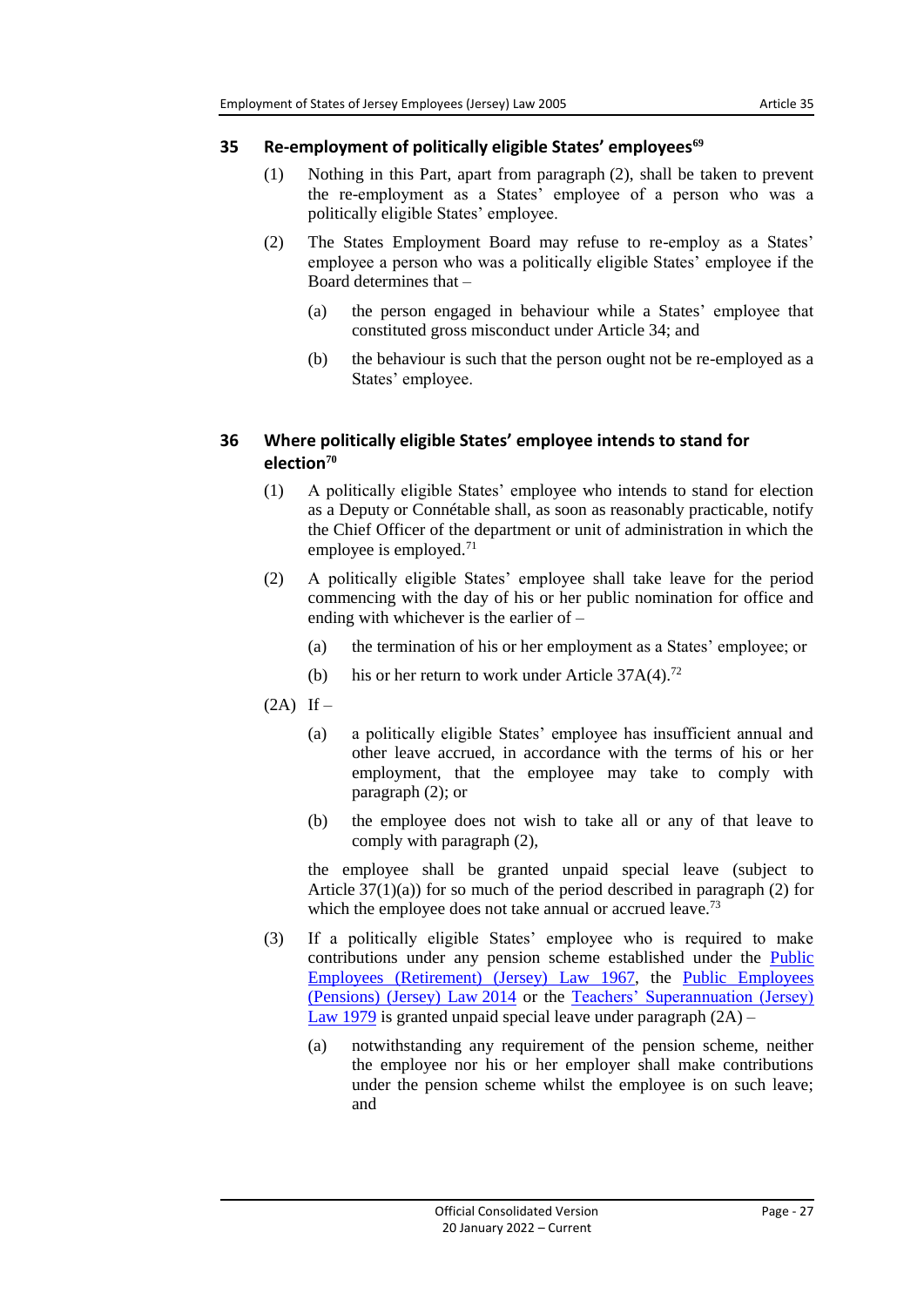## 35 Re-employment of politically eligible States' employees[69]

(1) Nothing in this Part, apart from paragraph (2), shall be taken to prevent the re-employment as a States' employee of a person who was a politically eligible States' employee.

(2) The States Employment Board may refuse to re-employ as a States' employee a person who was a politically eligible States' employee if the Board determines that –

(a) the person engaged in behaviour while a States' employee that constituted gross misconduct under Article 34; and

(b) the behaviour is such that the person ought not be re-employed as a States' employee.

## 36 Where politically eligible States' employee intends to stand for election[70]

(1) A politically eligible States' employee who intends to stand for election as a Deputy or Connétable shall, as soon as reasonably practicable, notify the Chief Officer of the department or unit of administration in which the employee is employed.[71]

(2) A politically eligible States' employee shall take leave for the period commencing with the day of his or her public nomination for office and ending with whichever is the earlier of –

(a) the termination of his or her employment as a States' employee; or

(b) his or her return to work under Article 37A(4).[72]

(2A) If –

(a) a politically eligible States' employee has insufficient annual and other leave accrued, in accordance with the terms of his or her employment, that the employee may take to comply with paragraph (2); or

(b) the employee does not wish to take all or any of that leave to comply with paragraph (2),

the employee shall be granted unpaid special leave (subject to Article 37(1)(a)) for so much of the period described in paragraph (2) for which the employee does not take annual or accrued leave.[73]

(3) If a politically eligible States' employee who is required to make contributions under any pension scheme established under the Public Employees (Retirement) (Jersey) Law 1967, the Public Employees (Pensions) (Jersey) Law 2014 or the Teachers' Superannuation (Jersey) Law 1979 is granted unpaid special leave under paragraph (2A) –

(a) notwithstanding any requirement of the pension scheme, neither the employee nor his or her employer shall make contributions under the pension scheme whilst the employee is on such leave; and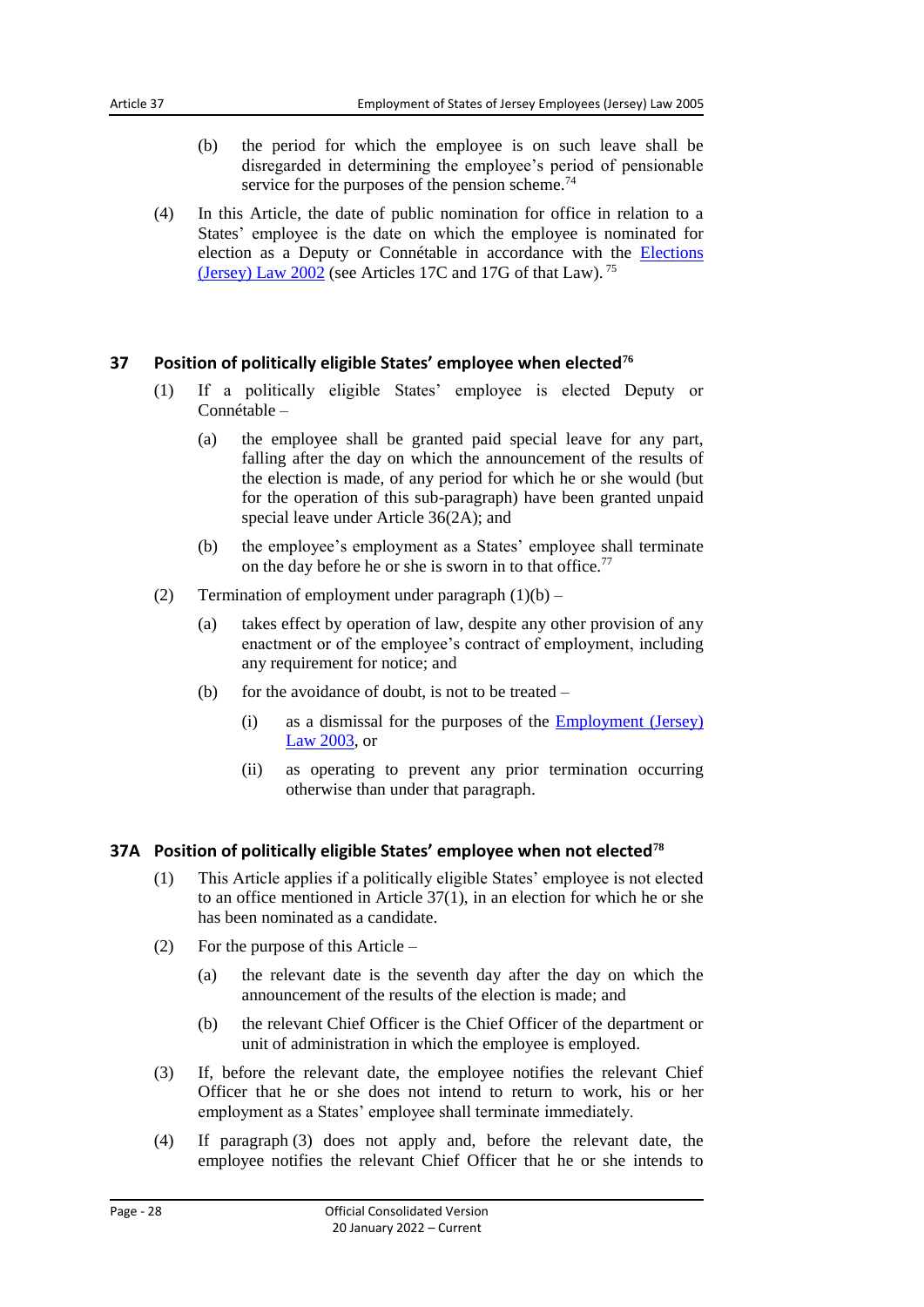(b) the period for which the employee is on such leave shall be disregarded in determining the employee's period of pensionable service for the purposes of the pension scheme.[74]

(4) In this Article, the date of public nomination for office in relation to a States' employee is the date on which the employee is nominated for election as a Deputy or Connétable in accordance with the Elections (Jersey) Law 2002 (see Articles 17C and 17G of that Law).[75]

## 37 Position of politically eligible States' employee when elected[76]

(1) If a politically eligible States' employee is elected Deputy or Connétable –

(a) the employee shall be granted paid special leave for any part, falling after the day on which the announcement of the results of the election is made, of any period for which he or she would (but for the operation of this sub-paragraph) have been granted unpaid special leave under Article 36(2A); and

(b) the employee's employment as a States' employee shall terminate on the day before he or she is sworn in to that office.[77]

(2) Termination of employment under paragraph (1)(b) –

(a) takes effect by operation of law, despite any other provision of any enactment or of the employee's contract of employment, including any requirement for notice; and

(b) for the avoidance of doubt, is not to be treated –

(i) as a dismissal for the purposes of the Employment (Jersey) Law 2003, or

(ii) as operating to prevent any prior termination occurring otherwise than under that paragraph.

## 37A Position of politically eligible States' employee when not elected[78]

(1) This Article applies if a politically eligible States' employee is not elected to an office mentioned in Article 37(1), in an election for which he or she has been nominated as a candidate.

(2) For the purpose of this Article –

(a) the relevant date is the seventh day after the day on which the announcement of the results of the election is made; and

(b) the relevant Chief Officer is the Chief Officer of the department or unit of administration in which the employee is employed.

(3) If, before the relevant date, the employee notifies the relevant Chief Officer that he or she does not intend to return to work, his or her employment as a States' employee shall terminate immediately.

(4) If paragraph (3) does not apply and, before the relevant date, the employee notifies the relevant Chief Officer that he or she intends to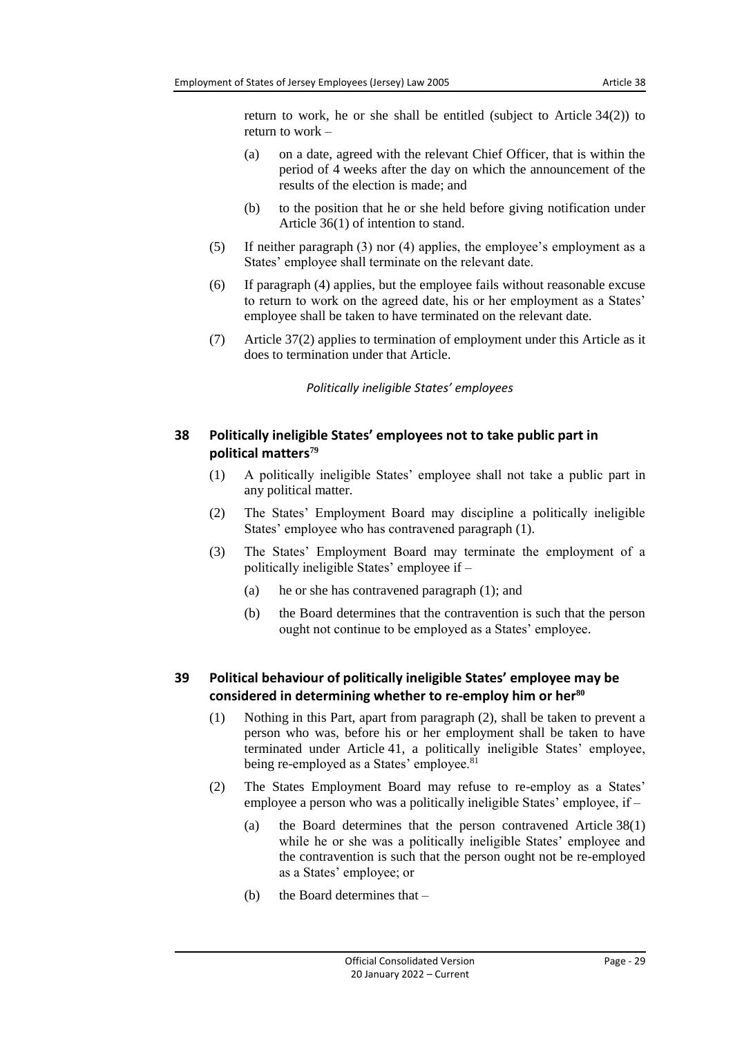return to work, he or she shall be entitled (subject to Article 34(2)) to return to work –

(a) on a date, agreed with the relevant Chief Officer, that is within the period of 4 weeks after the day on which the announcement of the results of the election is made; and

(b) to the position that he or she held before giving notification under Article 36(1) of intention to stand.

(5) If neither paragraph (3) nor (4) applies, the employee's employment as a States' employee shall terminate on the relevant date.

(6) If paragraph (4) applies, but the employee fails without reasonable excuse to return to work on the agreed date, his or her employment as a States' employee shall be taken to have terminated on the relevant date.

(7) Article 37(2) applies to termination of employment under this Article as it does to termination under that Article.

*Politically ineligible States' employees*

## 38 Politically ineligible States' employees not to take public part in political matters[79]

(1) A politically ineligible States' employee shall not take a public part in any political matter.

(2) The States' Employment Board may discipline a politically ineligible States' employee who has contravened paragraph (1).

(3) The States' Employment Board may terminate the employment of a politically ineligible States' employee if –

(a) he or she has contravened paragraph (1); and

(b) the Board determines that the contravention is such that the person ought not continue to be employed as a States' employee.

## 39 Political behaviour of politically ineligible States' employee may be considered in determining whether to re-employ him or her[80]

(1) Nothing in this Part, apart from paragraph (2), shall be taken to prevent a person who was, before his or her employment shall be taken to have terminated under Article 41, a politically ineligible States' employee, being re-employed as a States' employee.[81]

(2) The States Employment Board may refuse to re-employ as a States' employee a person who was a politically ineligible States' employee, if –

(a) the Board determines that the person contravened Article 38(1) while he or she was a politically ineligible States' employee and the contravention is such that the person ought not be re-employed as a States' employee; or

(b) the Board determines that –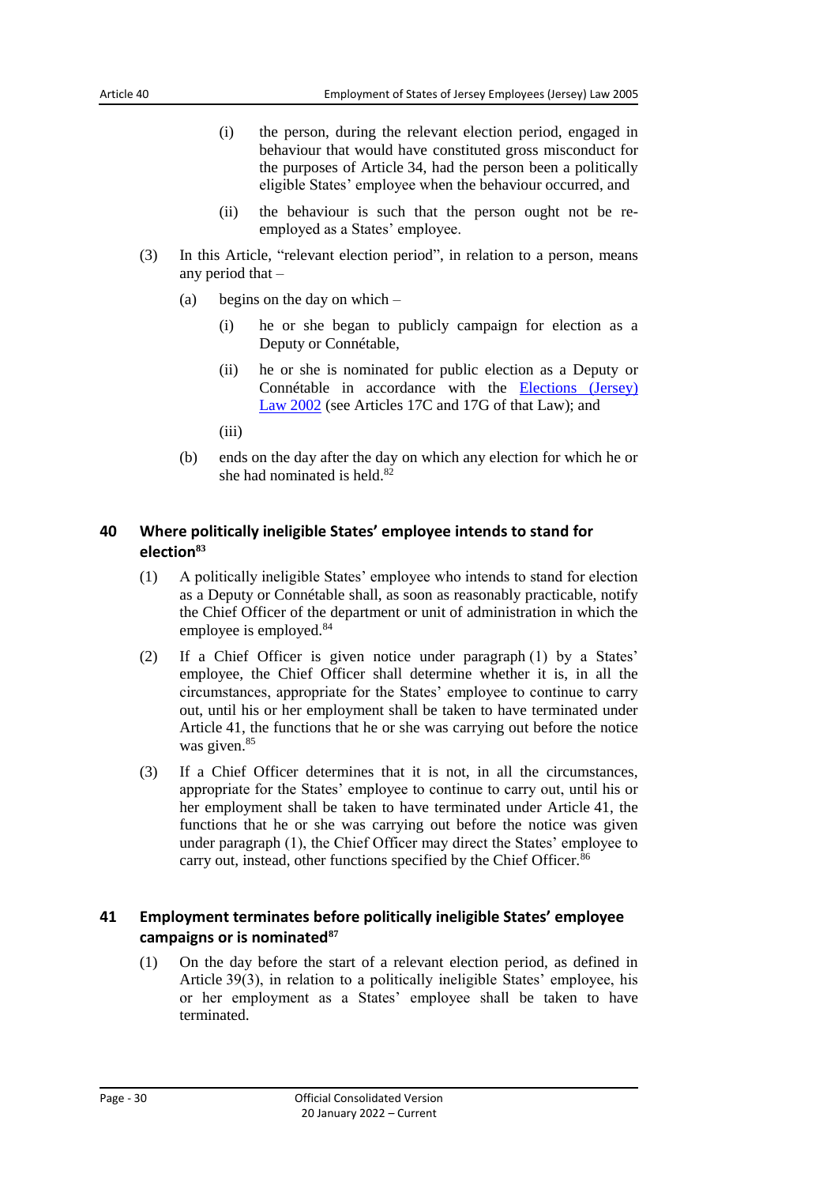(i) the person, during the relevant election period, engaged in behaviour that would have constituted gross misconduct for the purposes of Article 34, had the person been a politically eligible States' employee when the behaviour occurred, and

(ii) the behaviour is such that the person ought not be re-employed as a States' employee.

(3) In this Article, "relevant election period", in relation to a person, means any period that –

(a) begins on the day on which –

(i) he or she began to publicly campaign for election as a Deputy or Connétable,

(ii) he or she is nominated for public election as a Deputy or Connétable in accordance with the Elections (Jersey) Law 2002 (see Articles 17C and 17G of that Law); and

(iii)

(b) ends on the day after the day on which any election for which he or she had nominated is held.[82]

## 40 Where politically ineligible States' employee intends to stand for election[83]

(1) A politically ineligible States' employee who intends to stand for election as a Deputy or Connétable shall, as soon as reasonably practicable, notify the Chief Officer of the department or unit of administration in which the employee is employed.[84]

(2) If a Chief Officer is given notice under paragraph (1) by a States' employee, the Chief Officer shall determine whether it is, in all the circumstances, appropriate for the States' employee to continue to carry out, until his or her employment shall be taken to have terminated under Article 41, the functions that he or she was carrying out before the notice was given.[85]

(3) If a Chief Officer determines that it is not, in all the circumstances, appropriate for the States' employee to continue to carry out, until his or her employment shall be taken to have terminated under Article 41, the functions that he or she was carrying out before the notice was given under paragraph (1), the Chief Officer may direct the States' employee to carry out, instead, other functions specified by the Chief Officer.[86]

## 41 Employment terminates before politically ineligible States' employee campaigns or is nominated[87]

(1) On the day before the start of a relevant election period, as defined in Article 39(3), in relation to a politically ineligible States' employee, his or her employment as a States' employee shall be taken to have terminated.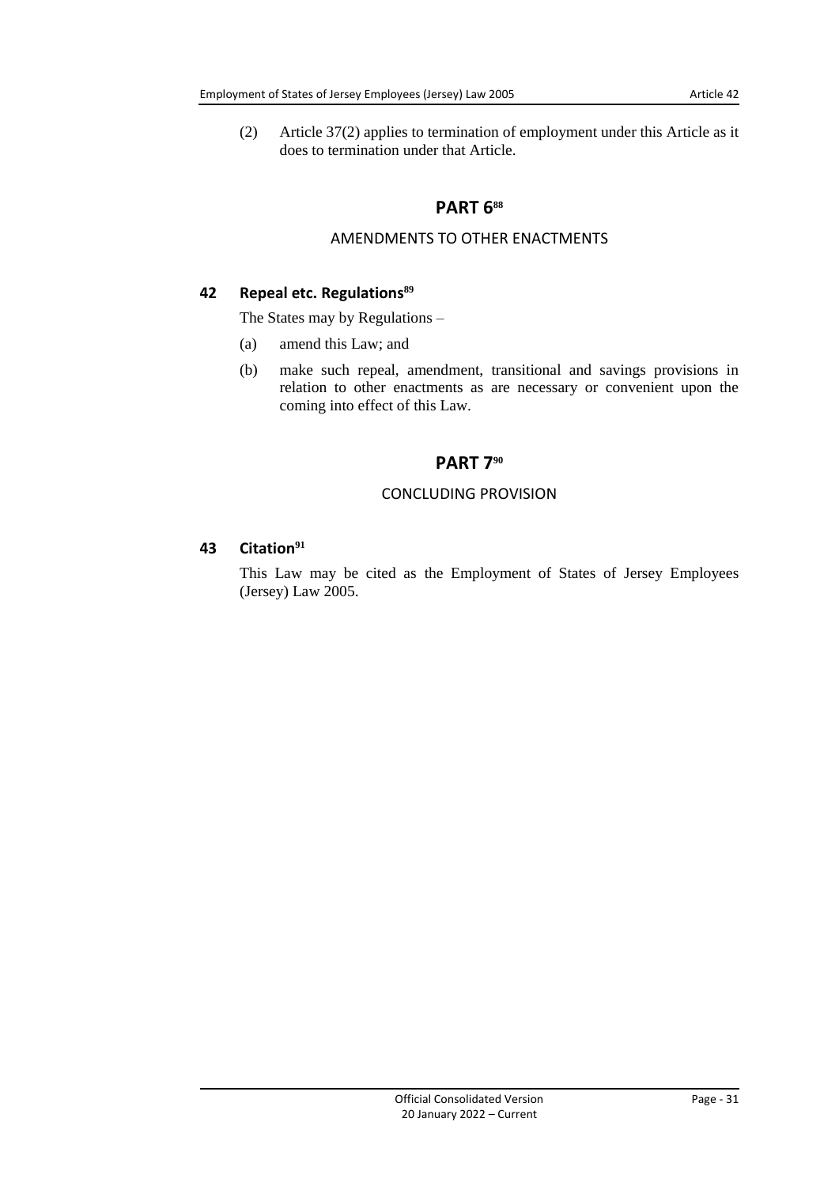(2) Article 37(2) applies to termination of employment under this Article as it does to termination under that Article.

## PART 6[88]

### AMENDMENTS TO OTHER ENACTMENTS

#### 42 Repeal etc. Regulations[89]

The States may by Regulations –

(a) amend this Law; and

(b) make such repeal, amendment, transitional and savings provisions in relation to other enactments as are necessary or convenient upon the coming into effect of this Law.

## PART 7[90]

### CONCLUDING PROVISION

#### 43 Citation[91]

This Law may be cited as the Employment of States of Jersey Employees (Jersey) Law 2005.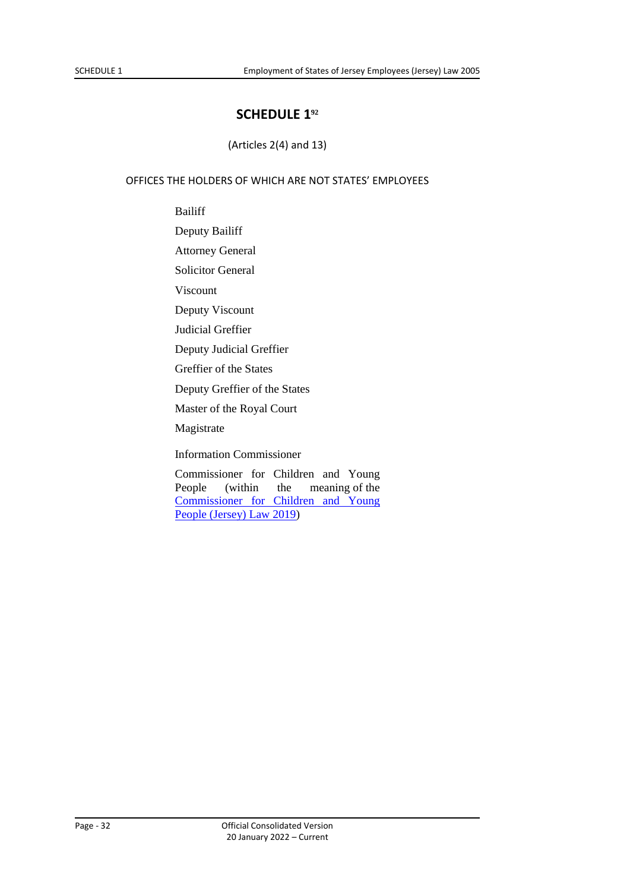# SCHEDULE 1[92]

(Articles 2(4) and 13)

OFFICES THE HOLDERS OF WHICH ARE NOT STATES' EMPLOYEES

Bailiff

Deputy Bailiff

Attorney General

Solicitor General

Viscount

Deputy Viscount

Judicial Greffier

Deputy Judicial Greffier

Greffier of the States

Deputy Greffier of the States

Master of the Royal Court

Magistrate

Information Commissioner

Commissioner for Children and Young People (within the meaning of the Commissioner for Children and Young People (Jersey) Law 2019)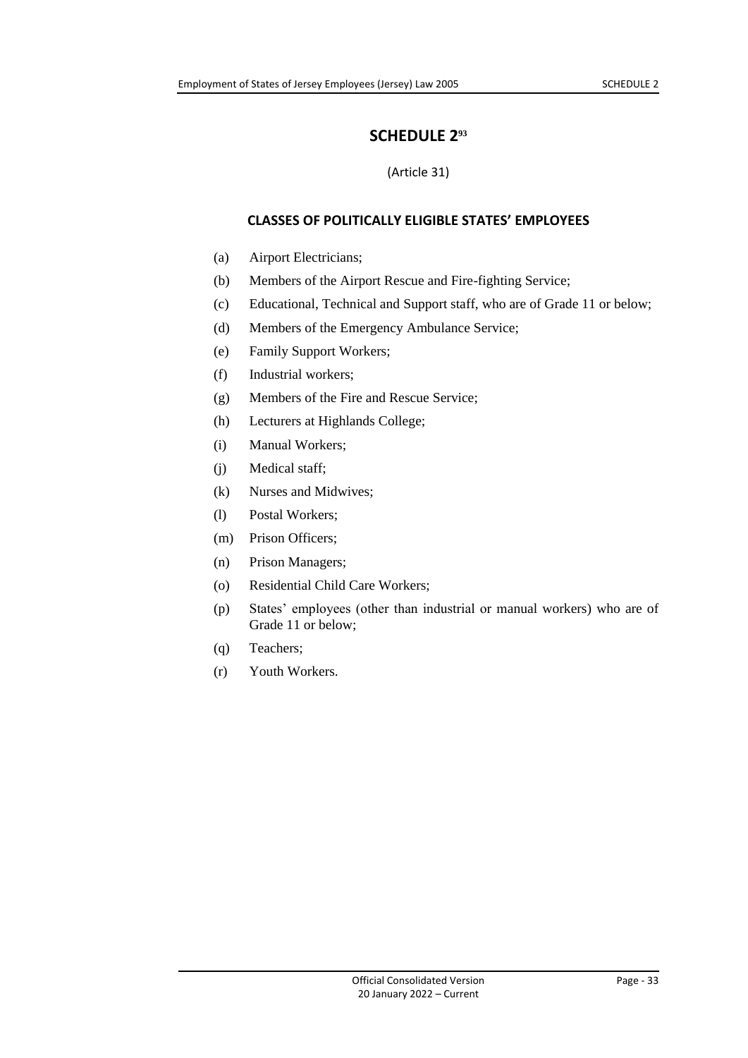# SCHEDULE 2[93]

(Article 31)

## CLASSES OF POLITICALLY ELIGIBLE STATES' EMPLOYEES

(a) Airport Electricians;

(b) Members of the Airport Rescue and Fire-fighting Service;

(c) Educational, Technical and Support staff, who are of Grade 11 or below;

(d) Members of the Emergency Ambulance Service;

(e) Family Support Workers;

(f) Industrial workers;

(g) Members of the Fire and Rescue Service;

(h) Lecturers at Highlands College;

(i) Manual Workers;

(j) Medical staff;

(k) Nurses and Midwives;

(l) Postal Workers;

(m) Prison Officers;

(n) Prison Managers;

(o) Residential Child Care Workers;

(p) States' employees (other than industrial or manual workers) who are of Grade 11 or below;

(q) Teachers;

(r) Youth Workers.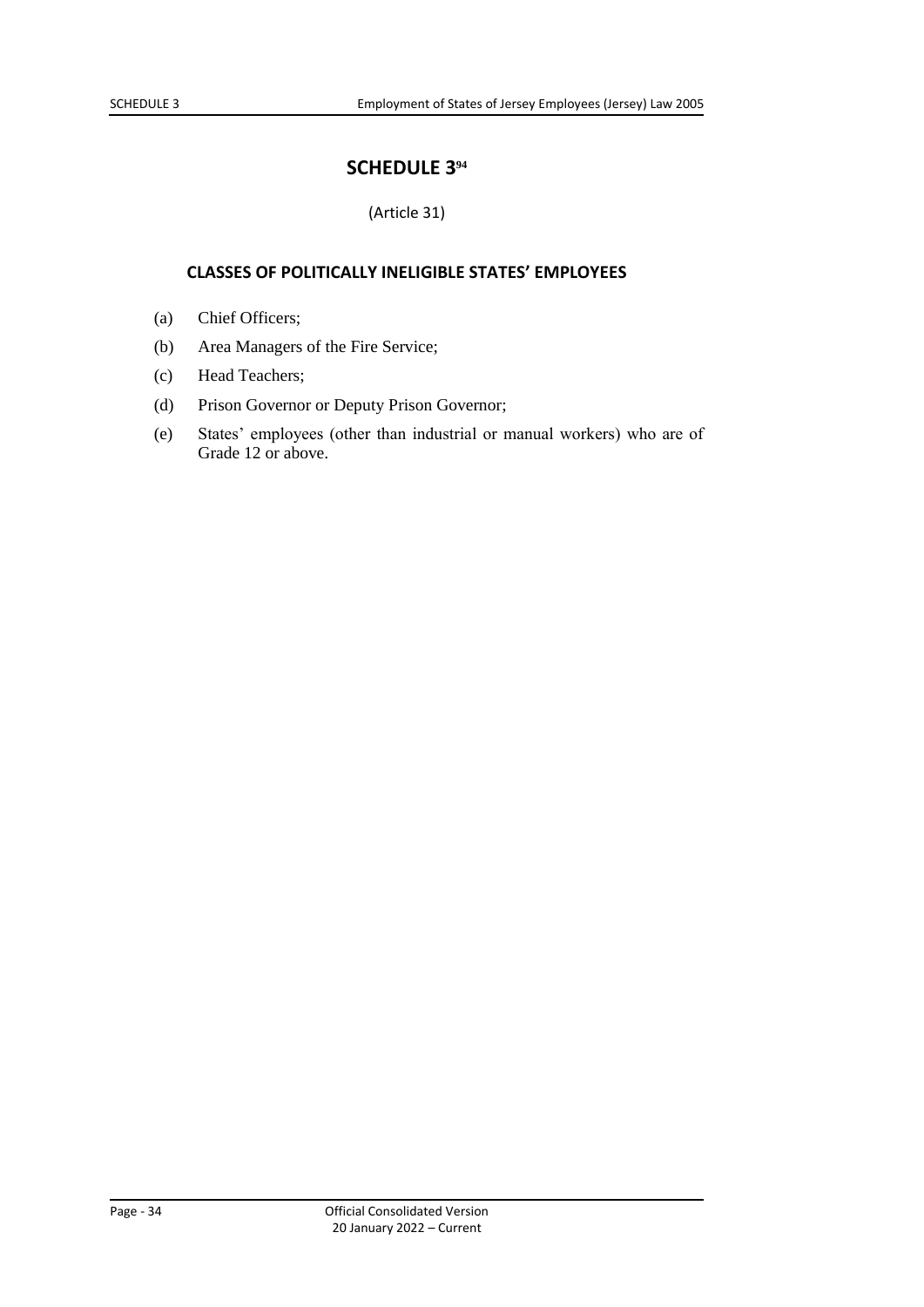# SCHEDULE 3[94]

(Article 31)

## CLASSES OF POLITICALLY INELIGIBLE STATES' EMPLOYEES

(a) Chief Officers;

(b) Area Managers of the Fire Service;

(c) Head Teachers;

(d) Prison Governor or Deputy Prison Governor;

(e) States' employees (other than industrial or manual workers) who are of Grade 12 or above.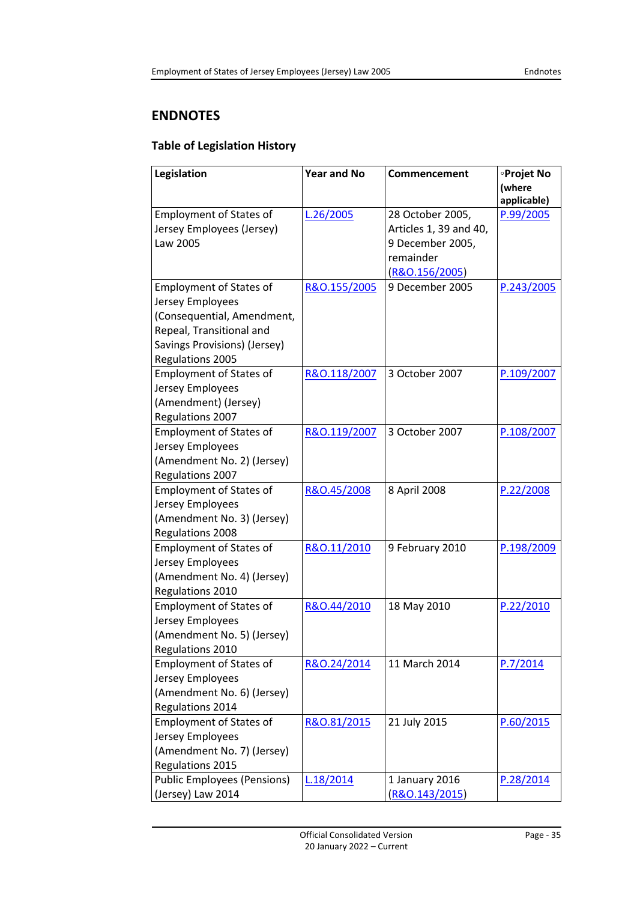## ENDNOTES

### Table of Legislation History

| Legislation | Year and No | Commencement | ◦Projet No (where applicable) |
|---|---|---|---|
| Employment of States of Jersey Employees (Jersey) Law 2005 | L.26/2005 | 28 October 2005, Articles 1, 39 and 40, 9 December 2005, remainder (R&O.156/2005) | P.99/2005 |
| Employment of States of Jersey Employees (Consequential, Amendment, Repeal, Transitional and Savings Provisions) (Jersey) Regulations 2005 | R&O.155/2005 | 9 December 2005 | P.243/2005 |
| Employment of States of Jersey Employees (Amendment) (Jersey) Regulations 2007 | R&O.118/2007 | 3 October 2007 | P.109/2007 |
| Employment of States of Jersey Employees (Amendment No. 2) (Jersey) Regulations 2007 | R&O.119/2007 | 3 October 2007 | P.108/2007 |
| Employment of States of Jersey Employees (Amendment No. 3) (Jersey) Regulations 2008 | R&O.45/2008 | 8 April 2008 | P.22/2008 |
| Employment of States of Jersey Employees (Amendment No. 4) (Jersey) Regulations 2010 | R&O.11/2010 | 9 February 2010 | P.198/2009 |
| Employment of States of Jersey Employees (Amendment No. 5) (Jersey) Regulations 2010 | R&O.44/2010 | 18 May 2010 | P.22/2010 |
| Employment of States of Jersey Employees (Amendment No. 6) (Jersey) Regulations 2014 | R&O.24/2014 | 11 March 2014 | P.7/2014 |
| Employment of States of Jersey Employees (Amendment No. 7) (Jersey) Regulations 2015 | R&O.81/2015 | 21 July 2015 | P.60/2015 |
| Public Employees (Pensions) (Jersey) Law 2014 | L.18/2014 | 1 January 2016 (R&O.143/2015) | P.28/2014 |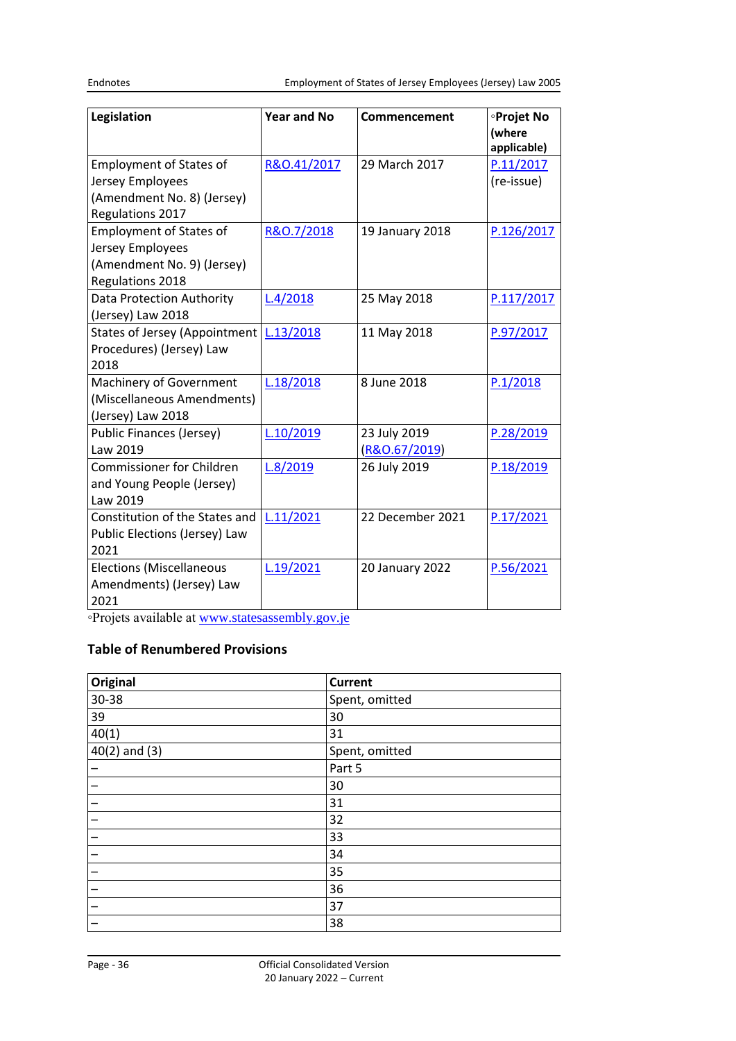| Legislation | Year and No | Commencement | ◦Projet No (where applicable) |
|---|---|---|---|
| Employment of States of Jersey Employees (Amendment No. 8) (Jersey) Regulations 2017 | R&O.41/2017 | 29 March 2017 | P.11/2017 (re-issue) |
| Employment of States of Jersey Employees (Amendment No. 9) (Jersey) Regulations 2018 | R&O.7/2018 | 19 January 2018 | P.126/2017 |
| Data Protection Authority (Jersey) Law 2018 | L.4/2018 | 25 May 2018 | P.117/2017 |
| States of Jersey (Appointment Procedures) (Jersey) Law 2018 | L.13/2018 | 11 May 2018 | P.97/2017 |
| Machinery of Government (Miscellaneous Amendments) (Jersey) Law 2018 | L.18/2018 | 8 June 2018 | P.1/2018 |
| Public Finances (Jersey) Law 2019 | L.10/2019 | 23 July 2019 (R&O.67/2019) | P.28/2019 |
| Commissioner for Children and Young People (Jersey) Law 2019 | L.8/2019 | 26 July 2019 | P.18/2019 |
| Constitution of the States and Public Elections (Jersey) Law 2021 | L.11/2021 | 22 December 2021 | P.17/2021 |
| Elections (Miscellaneous Amendments) (Jersey) Law 2021 | L.19/2021 | 20 January 2022 | P.56/2021 |

◦Projets available at www.statesassembly.gov.je

### Table of Renumbered Provisions

| Original | Current |
|---|---|
| 30-38 | Spent, omitted |
| 39 | 30 |
| 40(1) | 31 |
| 40(2) and (3) | Spent, omitted |
| – | Part 5 |
| – | 30 |
| – | 31 |
| – | 32 |
| – | 33 |
| – | 34 |
| – | 35 |
| – | 36 |
| – | 37 |
| – | 38 |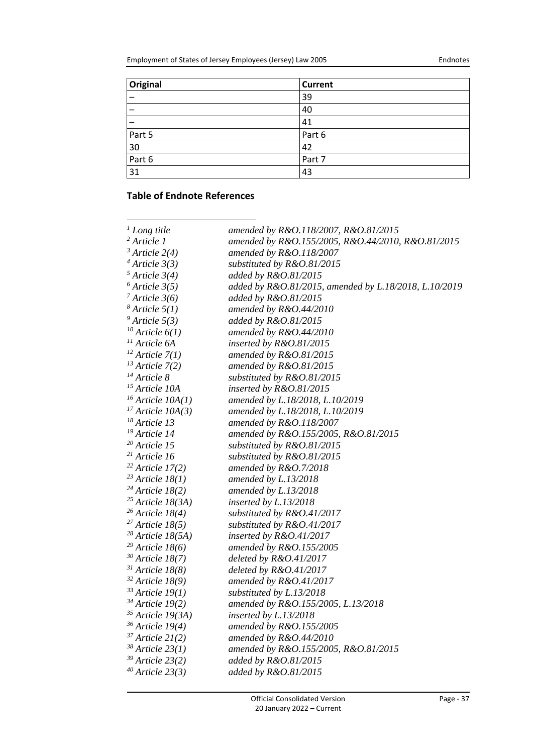| Original | Current |
|---|---|
| – | 39 |
| – | 40 |
| – | 41 |
| Part 5 | Part 6 |
| 30 | 42 |
| Part 6 | Part 7 |
| 31 | 43 |

### Table of Endnote References

| | |
|---|---|
| [1] *Long title* | *amended by R&O.118/2007, R&O.81/2015* |
| [2] *Article 1* | *amended by R&O.155/2005, R&O.44/2010, R&O.81/2015* |
| [3] *Article 2(4)* | *amended by R&O.118/2007* |
| [4] *Article 3(3)* | *substituted by R&O.81/2015* |
| [5] *Article 3(4)* | *added by R&O.81/2015* |
| [6] *Article 3(5)* | *added by R&O.81/2015, amended by L.18/2018, L.10/2019* |
| [7] *Article 3(6)* | *added by R&O.81/2015* |
| [8] *Article 5(1)* | *amended by R&O.44/2010* |
| [9] *Article 5(3)* | *added by R&O.81/2015* |
| [10] *Article 6(1)* | *amended by R&O.44/2010* |
| [11] *Article 6A* | *inserted by R&O.81/2015* |
| [12] *Article 7(1)* | *amended by R&O.81/2015* |
| [13] *Article 7(2)* | *amended by R&O.81/2015* |
| [14] *Article 8* | *substituted by R&O.81/2015* |
| [15] *Article 10A* | *inserted by R&O.81/2015* |
| [16] *Article 10A(1)* | *amended by L.18/2018, L.10/2019* |
| [17] *Article 10A(3)* | *amended by L.18/2018, L.10/2019* |
| [18] *Article 13* | *amended by R&O.118/2007* |
| [19] *Article 14* | *amended by R&O.155/2005, R&O.81/2015* |
| [20] *Article 15* | *substituted by R&O.81/2015* |
| [21] *Article 16* | *substituted by R&O.81/2015* |
| [22] *Article 17(2)* | *amended by R&O.7/2018* |
| [23] *Article 18(1)* | *amended by L.13/2018* |
| [24] *Article 18(2)* | *amended by L.13/2018* |
| [25] *Article 18(3A)* | *inserted by L.13/2018* |
| [26] *Article 18(4)* | *substituted by R&O.41/2017* |
| [27] *Article 18(5)* | *substituted by R&O.41/2017* |
| [28] *Article 18(5A)* | *inserted by R&O.41/2017* |
| [29] *Article 18(6)* | *amended by R&O.155/2005* |
| [30] *Article 18(7)* | *deleted by R&O.41/2017* |
| [31] *Article 18(8)* | *deleted by R&O.41/2017* |
| [32] *Article 18(9)* | *amended by R&O.41/2017* |
| [33] *Article 19(1)* | *substituted by L.13/2018* |
| [34] *Article 19(2)* | *amended by R&O.155/2005, L.13/2018* |
| [35] *Article 19(3A)* | *inserted by L.13/2018* |
| [36] *Article 19(4)* | *amended by R&O.155/2005* |
| [37] *Article 21(2)* | *amended by R&O.44/2010* |
| [38] *Article 23(1)* | *amended by R&O.155/2005, R&O.81/2015* |
| [39] *Article 23(2)* | *added by R&O.81/2015* |
| [40] *Article 23(3)* | *added by R&O.81/2015* |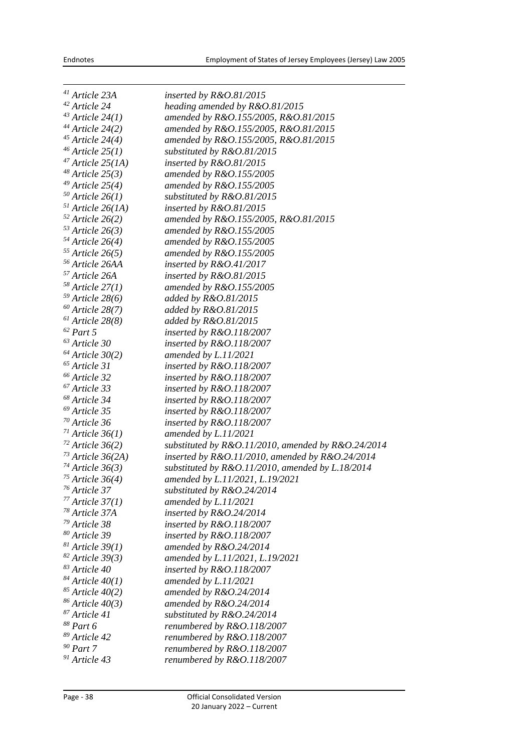| | |
|---|---|
| [41] *Article 23A* | *inserted by R&O.81/2015* |
| [42] *Article 24* | *heading amended by R&O.81/2015* |
| [43] *Article 24(1)* | *amended by R&O.155/2005, R&O.81/2015* |
| [44] *Article 24(2)* | *amended by R&O.155/2005, R&O.81/2015* |
| [45] *Article 24(4)* | *amended by R&O.155/2005, R&O.81/2015* |
| [46] *Article 25(1)* | *substituted by R&O.81/2015* |
| [47] *Article 25(1A)* | *inserted by R&O.81/2015* |
| [48] *Article 25(3)* | *amended by R&O.155/2005* |
| [49] *Article 25(4)* | *amended by R&O.155/2005* |
| [50] *Article 26(1)* | *substituted by R&O.81/2015* |
| [51] *Article 26(1A)* | *inserted by R&O.81/2015* |
| [52] *Article 26(2)* | *amended by R&O.155/2005, R&O.81/2015* |
| [53] *Article 26(3)* | *amended by R&O.155/2005* |
| [54] *Article 26(4)* | *amended by R&O.155/2005* |
| [55] *Article 26(5)* | *amended by R&O.155/2005* |
| [56] *Article 26AA* | *inserted by R&O.41/2017* |
| [57] *Article 26A* | *inserted by R&O.81/2015* |
| [58] *Article 27(1)* | *amended by R&O.155/2005* |
| [59] *Article 28(6)* | *added by R&O.81/2015* |
| [60] *Article 28(7)* | *added by R&O.81/2015* |
| [61] *Article 28(8)* | *added by R&O.81/2015* |
| [62] *Part 5* | *inserted by R&O.118/2007* |
| [63] *Article 30* | *inserted by R&O.118/2007* |
| [64] *Article 30(2)* | *amended by L.11/2021* |
| [65] *Article 31* | *inserted by R&O.118/2007* |
| [66] *Article 32* | *inserted by R&O.118/2007* |
| [67] *Article 33* | *inserted by R&O.118/2007* |
| [68] *Article 34* | *inserted by R&O.118/2007* |
| [69] *Article 35* | *inserted by R&O.118/2007* |
| [70] *Article 36* | *inserted by R&O.118/2007* |
| [71] *Article 36(1)* | *amended by L.11/2021* |
| [72] *Article 36(2)* | *substituted by R&O.11/2010, amended by R&O.24/2014* |
| [73] *Article 36(2A)* | *inserted by R&O.11/2010, amended by R&O.24/2014* |
| [74] *Article 36(3)* | *substituted by R&O.11/2010, amended by L.18/2014* |
| [75] *Article 36(4)* | *amended by L.11/2021, L.19/2021* |
| [76] *Article 37* | *substituted by R&O.24/2014* |
| [77] *Article 37(1)* | *amended by L.11/2021* |
| [78] *Article 37A* | *inserted by R&O.24/2014* |
| [79] *Article 38* | *inserted by R&O.118/2007* |
| [80] *Article 39* | *inserted by R&O.118/2007* |
| [81] *Article 39(1)* | *amended by R&O.24/2014* |
| [82] *Article 39(3)* | *amended by L.11/2021, L.19/2021* |
| [83] *Article 40* | *inserted by R&O.118/2007* |
| [84] *Article 40(1)* | *amended by L.11/2021* |
| [85] *Article 40(2)* | *amended by R&O.24/2014* |
| [86] *Article 40(3)* | *amended by R&O.24/2014* |
| [87] *Article 41* | *substituted by R&O.24/2014* |
| [88] *Part 6* | *renumbered by R&O.118/2007* |
| [89] *Article 42* | *renumbered by R&O.118/2007* |
| [90] *Part 7* | *renumbered by R&O.118/2007* |
| [91] *Article 43* | *renumbered by R&O.118/2007* |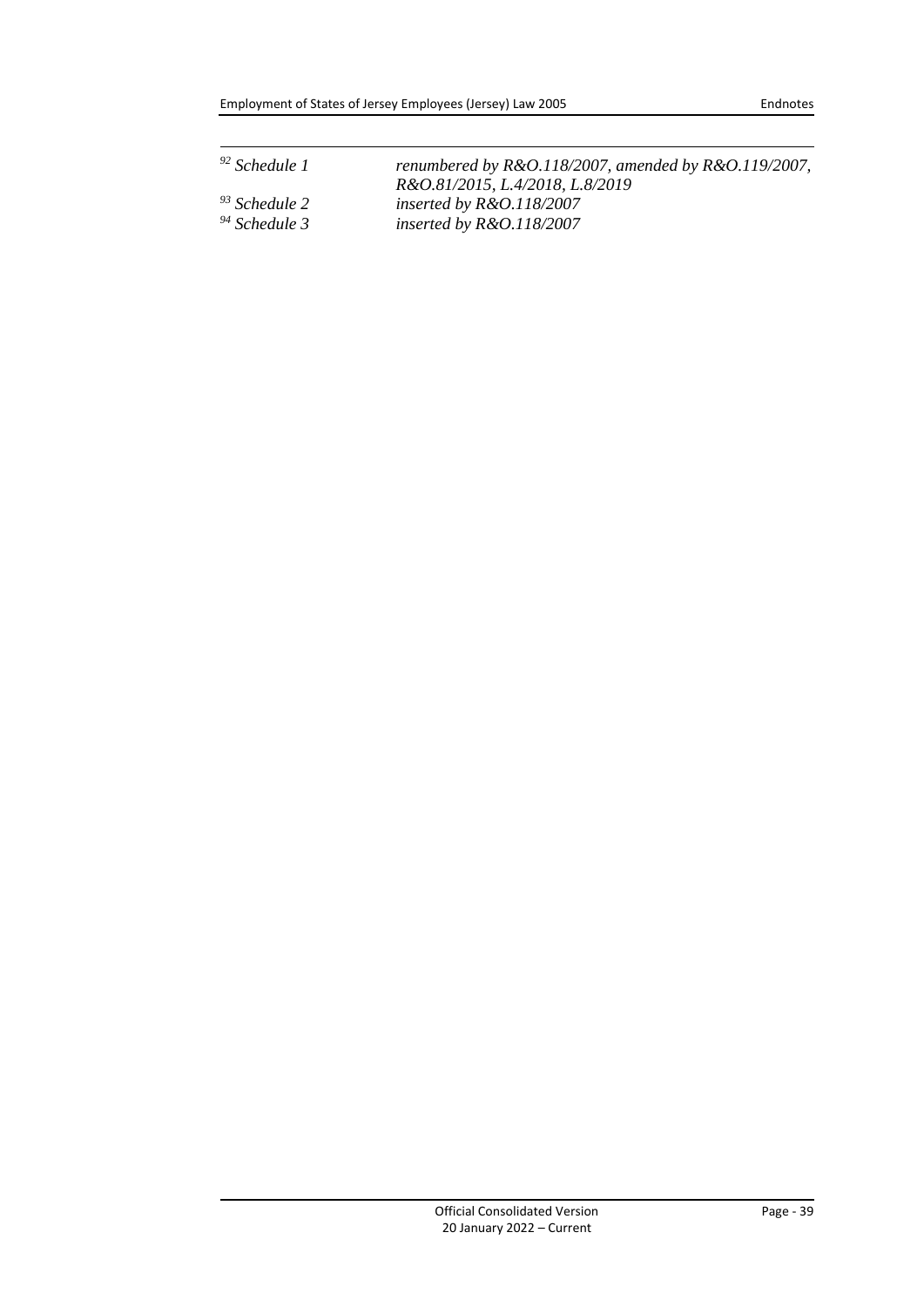| | |
|---|---|
| [92] *Schedule 1* | *renumbered by R&O.118/2007, amended by R&O.119/2007, R&O.81/2015, L.4/2018, L.8/2019* |
| [93] *Schedule 2* | *inserted by R&O.118/2007* |
| [94] *Schedule 3* | *inserted by R&O.118/2007* |